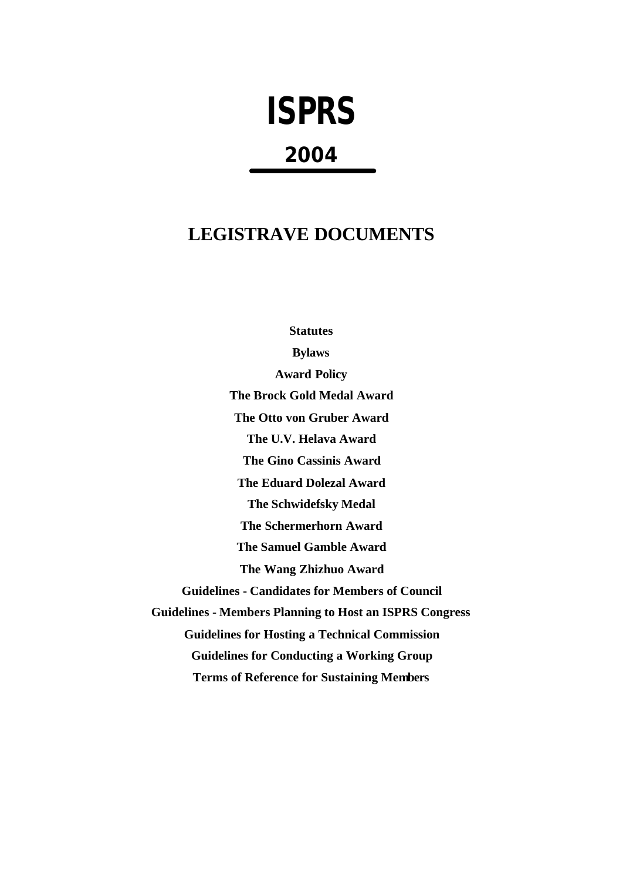# ISPRS

## 2004

## LEGISTRAVE DOCUMENTS

**Statutes**

**Bylaws**

**Award Policy**

**The Brock Gold Medal Award**

**The Otto von Gruber Award**

**The U.V. Helava Award**

**The Gino Cassinis Award**

**The Eduard Dolezal Award**

**The Schwidefsky Medal**

**The Schermerhorn Award**

**The Samuel Gamble Award**

**The Wang Zhizhuo Award**

**Guidelines - Candidates for Members of Council**

**Guidelines - Members Planning to Host an ISPRS Congress**

**Guidelines for Hosting a Technical Commission**

**Guidelines for Conducting a Working Group**

**Terms of Reference for Sustaining Members**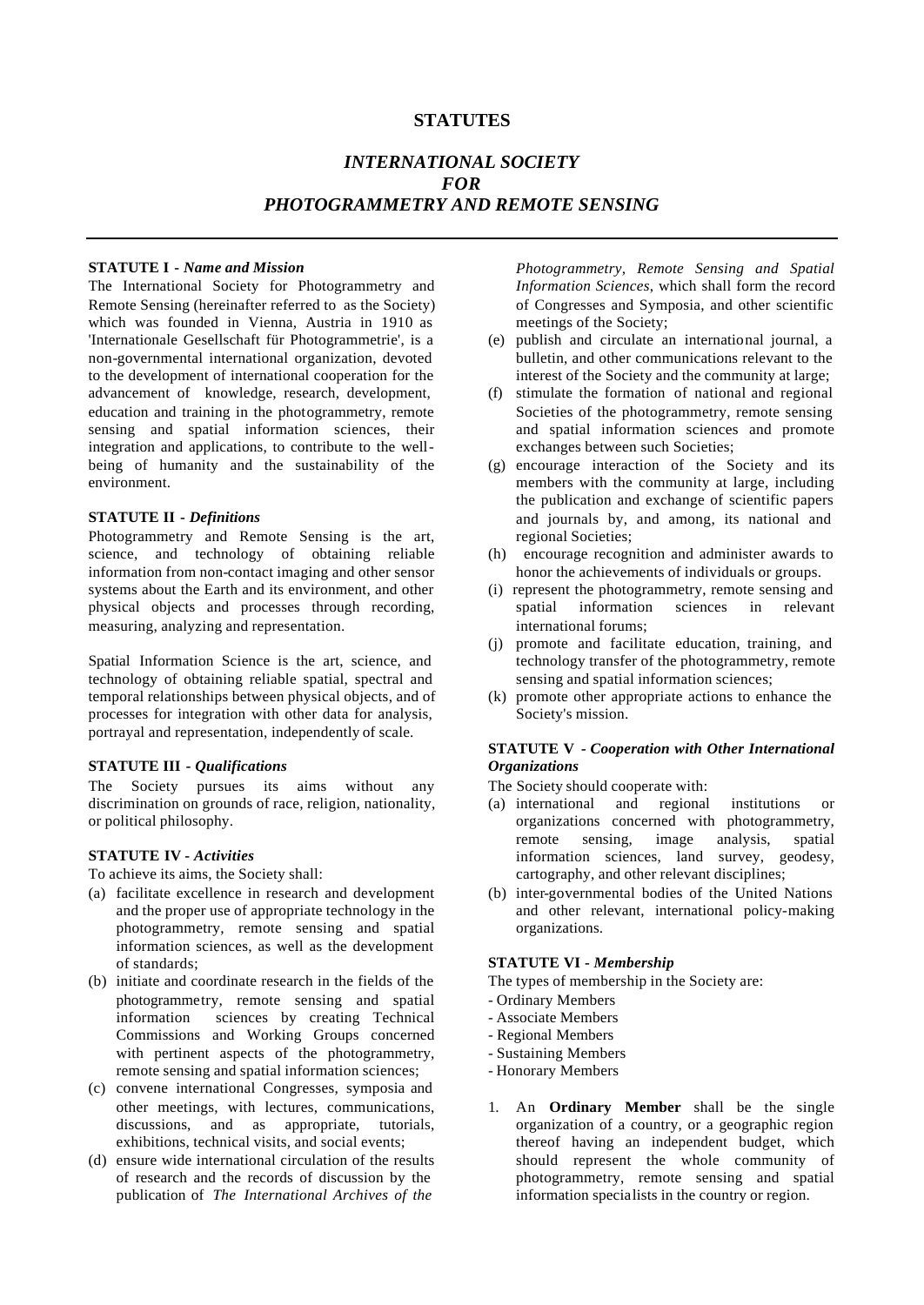# STATUTES

## *INTERNATIONAL SOCIETY FOR PHOTOGRAMMETRY AND REMOTE SENSING*

### STATUTE I - *Name and Mission*

The International Society for Photogrammetry and Remote Sensing (hereinafter referred to as the Society) which was founded in Vienna, Austria in 1910 as 'Internationale Gesellschaft für Photogrammetrie', is a non-governmental international organization, devoted to the development of international cooperation for the advancement of knowledge, research, development, education and training in the photogrammetry, remote sensing and spatial information sciences, their integration and applications, to contribute to the well-being of humanity and the sustainability of the environment.

### STATUTE II - *Definitions*

Photogrammetry and Remote Sensing is the art, science, and technology of obtaining reliable information from non-contact imaging and other sensor systems about the Earth and its environment, and other physical objects and processes through recording, measuring, analyzing and representation.

Spatial Information Science is the art, science, and technology of obtaining reliable spatial, spectral and temporal relationships between physical objects, and of processes for integration with other data for analysis, portrayal and representation, independently of scale.

### STATUTE III - *Qualifications*

The Society pursues its aims without any discrimination on grounds of race, religion, nationality, or political philosophy.

### STATUTE IV - *Activities*

To achieve its aims, the Society shall:

(a) facilitate excellence in research and development and the proper use of appropriate technology in the photogrammetry, remote sensing and spatial information sciences, as well as the development of standards;

(b) initiate and coordinate research in the fields of the photogrammetry, remote sensing and spatial information sciences by creating Technical Commissions and Working Groups concerned with pertinent aspects of the photogrammetry, remote sensing and spatial information sciences;

(c) convene international Congresses, symposia and other meetings, with lectures, communications, discussions, and as appropriate, tutorials, exhibitions, technical visits, and social events;

(d) ensure wide international circulation of the results of research and the records of discussion by the publication of *The International Archives of the Photogrammetry, Remote Sensing and Spatial Information Sciences*, which shall form the record of Congresses and Symposia, and other scientific meetings of the Society;

(e) publish and circulate an international journal, a bulletin, and other communications relevant to the interest of the Society and the community at large;

(f) stimulate the formation of national and regional Societies of the photogrammetry, remote sensing and spatial information sciences and promote exchanges between such Societies;

(g) encourage interaction of the Society and its members with the community at large, including the publication and exchange of scientific papers and journals by, and among, its national and regional Societies;

(h) encourage recognition and administer awards to honor the achievements of individuals or groups.

(i) represent the photogrammetry, remote sensing and spatial information sciences in relevant international forums;

(j) promote and facilitate education, training, and technology transfer of the photogrammetry, remote sensing and spatial information sciences;

(k) promote other appropriate actions to enhance the Society's mission.

### STATUTE V - *Cooperation with Other International Organizations*

The Society should cooperate with:

(a) international and regional institutions or organizations concerned with photogrammetry, remote sensing, image analysis, spatial information sciences, land survey, geodesy, cartography, and other relevant disciplines;

(b) inter-governmental bodies of the United Nations and other relevant, international policy-making organizations.

### STATUTE VI - *Membership*

The types of membership in the Society are:

- Ordinary Members
- Associate Members
- Regional Members
- Sustaining Members
- Honorary Members

1. An **Ordinary Member** shall be the single organization of a country, or a geographic region thereof having an independent budget, which should represent the whole community of photogrammetry, remote sensing and spatial information specialists in the country or region.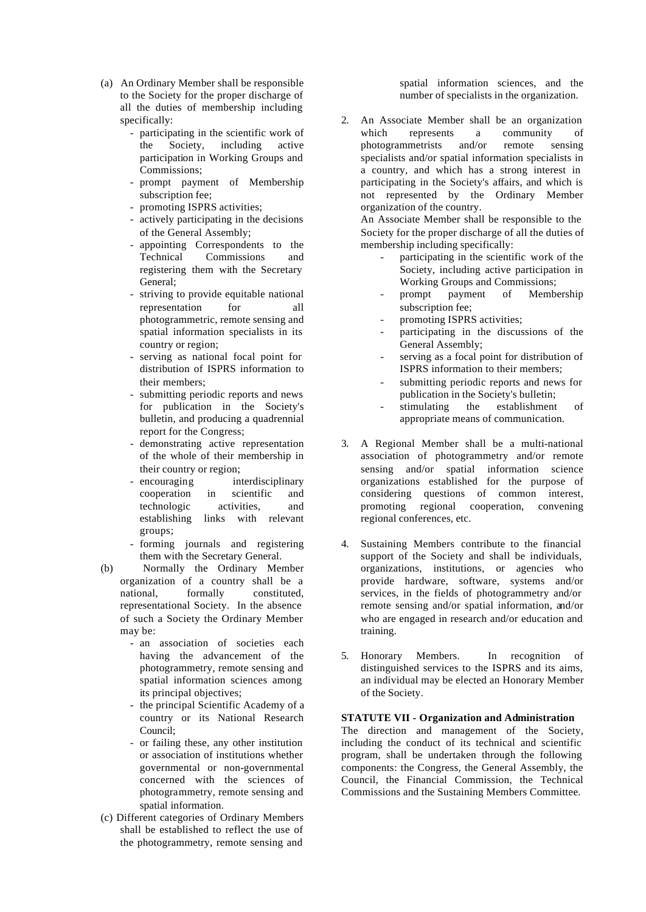(a) An Ordinary Member shall be responsible to the Society for the proper discharge of all the duties of membership including specifically:
  - participating in the scientific work of the Society, including active participation in Working Groups and Commissions;
  - prompt payment of Membership subscription fee;
  - promoting ISPRS activities;
  - actively participating in the decisions of the General Assembly;
  - appointing Correspondents to the Technical Commissions and registering them with the Secretary General;
  - striving to provide equitable national representation for all photogrammetric, remote sensing and spatial information specialists in its country or region;
  - serving as national focal point for distribution of ISPRS information to their members;
  - submitting periodic reports and news for publication in the Society's bulletin, and producing a quadrennial report for the Congress;
  - demonstrating active representation of the whole of their membership in their country or region;
  - encouraging interdisciplinary cooperation in scientific and technologic activities, and establishing links with relevant groups;
  - forming journals and registering them with the Secretary General.

(b) Normally the Ordinary Member organization of a country shall be a national, formally constituted, representational Society. In the absence of such a Society the Ordinary Member may be:
  - an association of societies each having the advancement of the photogrammetry, remote sensing and spatial information sciences among its principal objectives;
  - the principal Scientific Academy of a country or its National Research Council;
  - or failing these, any other institution or association of institutions whether governmental or non-governmental concerned with the sciences of photogrammetry, remote sensing and spatial information.

(c) Different categories of Ordinary Members shall be established to reflect the use of the photogrammetry, remote sensing and spatial information sciences, and the number of specialists in the organization.

2. An Associate Member shall be an organization which represents a community of photogrammetrists and/or remote sensing specialists and/or spatial information specialists in a country, and which has a strong interest in participating in the Society's affairs, and which is not represented by the Ordinary Member organization of the country.

   An Associate Member shall be responsible to the Society for the proper discharge of all the duties of membership including specifically:
   - participating in the scientific work of the Society, including active participation in Working Groups and Commissions;
   - prompt payment of Membership subscription fee;
   - promoting ISPRS activities;
   - participating in the discussions of the General Assembly;
   - serving as a focal point for distribution of ISPRS information to their members;
   - submitting periodic reports and news for publication in the Society's bulletin;
   - stimulating the establishment of appropriate means of communication.

3. A Regional Member shall be a multi-national association of photogrammetry and/or remote sensing and/or spatial information science organizations established for the purpose of considering questions of common interest, promoting regional cooperation, convening regional conferences, etc.

4. Sustaining Members contribute to the financial support of the Society and shall be individuals, organizations, institutions, or agencies who provide hardware, software, systems and/or services, in the fields of photogrammetry and/or remote sensing and/or spatial information, and/or who are engaged in research and/or education and training.

5. Honorary Members. In recognition of distinguished services to the ISPRS and its aims, an individual may be elected an Honorary Member of the Society.

**STATUTE VII - Organization and Administration**

The direction and management of the Society, including the conduct of its technical and scientific program, shall be undertaken through the following components: the Congress, the General Assembly, the Council, the Financial Commission, the Technical Commissions and the Sustaining Members Committee.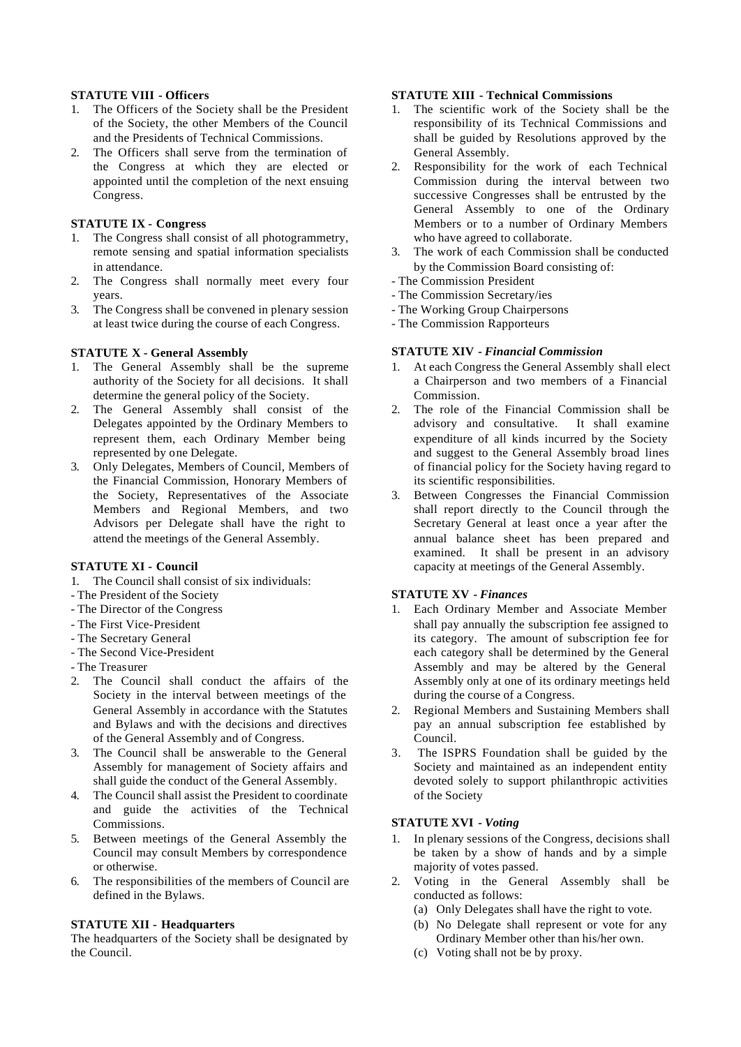**STATUTE VIII - Officers**

1. The Officers of the Society shall be the President of the Society, the other Members of the Council and the Presidents of Technical Commissions.
2. The Officers shall serve from the termination of the Congress at which they are elected or appointed until the completion of the next ensuing Congress.

**STATUTE IX - Congress**

1. The Congress shall consist of all photogrammetry, remote sensing and spatial information specialists in attendance.
2. The Congress shall normally meet every four years.
3. The Congress shall be convened in plenary session at least twice during the course of each Congress.

**STATUTE X - General Assembly**

1. The General Assembly shall be the supreme authority of the Society for all decisions. It shall determine the general policy of the Society.
2. The General Assembly shall consist of the Delegates appointed by the Ordinary Members to represent them, each Ordinary Member being represented by one Delegate.
3. Only Delegates, Members of Council, Members of the Financial Commission, Honorary Members of the Society, Representatives of the Associate Members and Regional Members, and two Advisors per Delegate shall have the right to attend the meetings of the General Assembly.

**STATUTE XI - Council**

1. The Council shall consist of six individuals:
- The President of the Society
- The Director of the Congress
- The First Vice-President
- The Secretary General
- The Second Vice-President
- The Treasurer
2. The Council shall conduct the affairs of the Society in the interval between meetings of the General Assembly in accordance with the Statutes and Bylaws and with the decisions and directives of the General Assembly and of Congress.
3. The Council shall be answerable to the General Assembly for management of Society affairs and shall guide the conduct of the General Assembly.
4. The Council shall assist the President to coordinate and guide the activities of the Technical Commissions.
5. Between meetings of the General Assembly the Council may consult Members by correspondence or otherwise.
6. The responsibilities of the members of Council are defined in the Bylaws.

**STATUTE XII - Headquarters**

The headquarters of the Society shall be designated by the Council.

**STATUTE XIII - Technical Commissions**

1. The scientific work of the Society shall be the responsibility of its Technical Commissions and shall be guided by Resolutions approved by the General Assembly.
2. Responsibility for the work of each Technical Commission during the interval between two successive Congresses shall be entrusted by the General Assembly to one of the Ordinary Members or to a number of Ordinary Members who have agreed to collaborate.
3. The work of each Commission shall be conducted by the Commission Board consisting of:
- The Commission President
- The Commission Secretary/ies
- The Working Group Chairpersons
- The Commission Rapporteurs

**STATUTE XIV - *Financial Commission***

1. At each Congress the General Assembly shall elect a Chairperson and two members of a Financial Commission.
2. The role of the Financial Commission shall be advisory and consultative. It shall examine expenditure of all kinds incurred by the Society and suggest to the General Assembly broad lines of financial policy for the Society having regard to its scientific responsibilities.
3. Between Congresses the Financial Commission shall report directly to the Council through the Secretary General at least once a year after the annual balance sheet has been prepared and examined. It shall be present in an advisory capacity at meetings of the General Assembly.

**STATUTE XV - *Finances***

1. Each Ordinary Member and Associate Member shall pay annually the subscription fee assigned to its category. The amount of subscription fee for each category shall be determined by the General Assembly and may be altered by the General Assembly only at one of its ordinary meetings held during the course of a Congress.
2. Regional Members and Sustaining Members shall pay an annual subscription fee established by Council.
3. The ISPRS Foundation shall be guided by the Society and maintained as an independent entity devoted solely to support philanthropic activities of the Society

**STATUTE XVI - *Voting***

1. In plenary sessions of the Congress, decisions shall be taken by a show of hands and by a simple majority of votes passed.
2. Voting in the General Assembly shall be conducted as follows:
   (a) Only Delegates shall have the right to vote.
   (b) No Delegate shall represent or vote for any Ordinary Member other than his/her own.
   (c) Voting shall not be by proxy.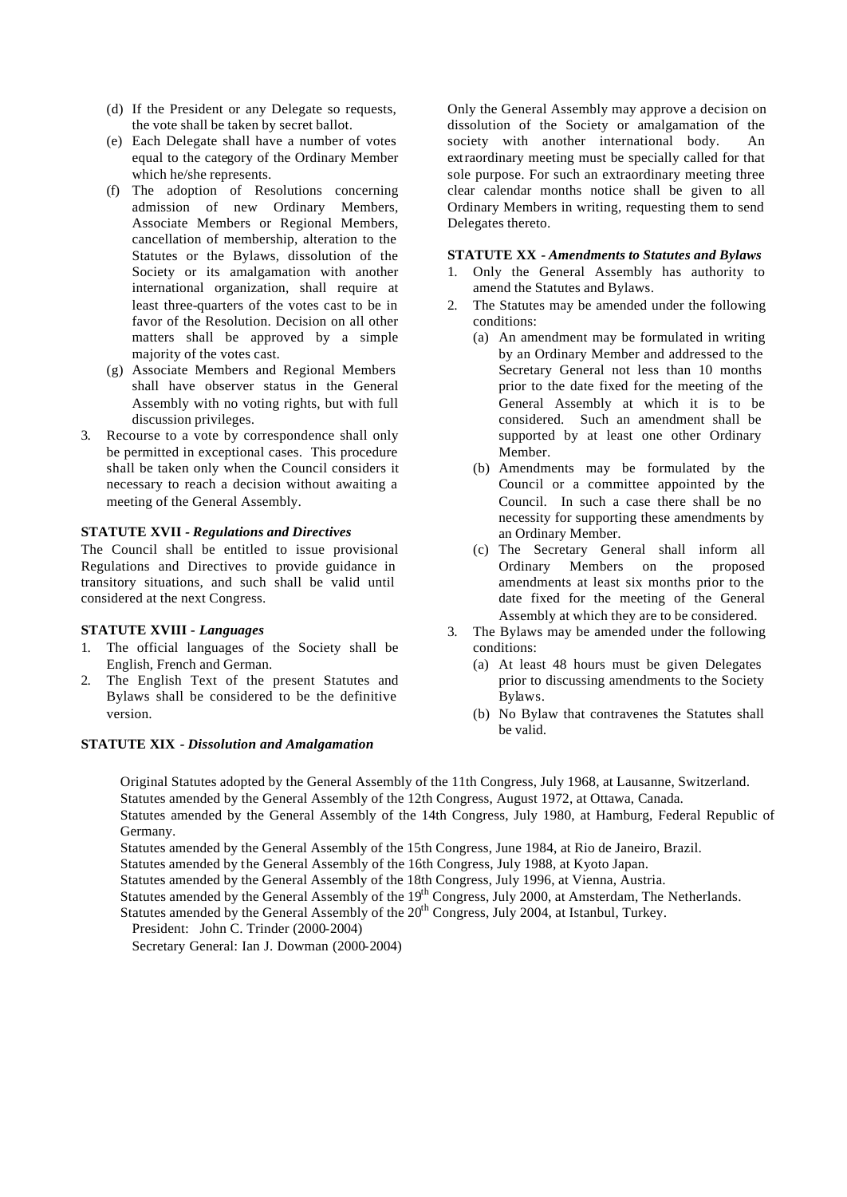(d) If the President or any Delegate so requests, the vote shall be taken by secret ballot.
(e) Each Delegate shall have a number of votes equal to the category of the Ordinary Member which he/she represents.
(f) The adoption of Resolutions concerning admission of new Ordinary Members, Associate Members or Regional Members, cancellation of membership, alteration to the Statutes or the Bylaws, dissolution of the Society or its amalgamation with another international organization, shall require at least three-quarters of the votes cast to be in favor of the Resolution. Decision on all other matters shall be approved by a simple majority of the votes cast.
(g) Associate Members and Regional Members shall have observer status in the General Assembly with no voting rights, but with full discussion privileges.

3. Recourse to a vote by correspondence shall only be permitted in exceptional cases. This procedure shall be taken only when the Council considers it necessary to reach a decision without awaiting a meeting of the General Assembly.

**STATUTE XVII -** ***Regulations and Directives***

The Council shall be entitled to issue provisional Regulations and Directives to provide guidance in transitory situations, and such shall be valid until considered at the next Congress.

**STATUTE XVIII -** ***Languages***

1. The official languages of the Society shall be English, French and German.
2. The English Text of the present Statutes and Bylaws shall be considered to be the definitive version.

**STATUTE XIX -** ***Dissolution and Amalgamation***

Only the General Assembly may approve a decision on dissolution of the Society or amalgamation of the society with another international body. An extraordinary meeting must be specially called for that sole purpose. For such an extraordinary meeting three clear calendar months notice shall be given to all Ordinary Members in writing, requesting them to send Delegates thereto.

**STATUTE XX -** ***Amendments to Statutes and Bylaws***

1. Only the General Assembly has authority to amend the Statutes and Bylaws.
2. The Statutes may be amended under the following conditions:
   (a) An amendment may be formulated in writing by an Ordinary Member and addressed to the Secretary General not less than 10 months prior to the date fixed for the meeting of the General Assembly at which it is to be considered. Such an amendment shall be supported by at least one other Ordinary Member.
   (b) Amendments may be formulated by the Council or a committee appointed by the Council. In such a case there shall be no necessity for supporting these amendments by an Ordinary Member.
   (c) The Secretary General shall inform all Ordinary Members on the proposed amendments at least six months prior to the date fixed for the meeting of the General Assembly at which they are to be considered.
3. The Bylaws may be amended under the following conditions:
   (a) At least 48 hours must be given Delegates prior to discussing amendments to the Society Bylaws.
   (b) No Bylaw that contravenes the Statutes shall be valid.

Original Statutes adopted by the General Assembly of the 11th Congress, July 1968, at Lausanne, Switzerland.
Statutes amended by the General Assembly of the 12th Congress, August 1972, at Ottawa, Canada.
Statutes amended by the General Assembly of the 14th Congress, July 1980, at Hamburg, Federal Republic of Germany.
Statutes amended by the General Assembly of the 15th Congress, June 1984, at Rio de Janeiro, Brazil.
Statutes amended by the General Assembly of the 16th Congress, July 1988, at Kyoto Japan.
Statutes amended by the General Assembly of the 18th Congress, July 1996, at Vienna, Austria.
Statutes amended by the General Assembly of the 19th Congress, July 2000, at Amsterdam, The Netherlands.
Statutes amended by the General Assembly of the 20th Congress, July 2004, at Istanbul, Turkey.
President: John C. Trinder (2000-2004)
Secretary General: Ian J. Dowman (2000-2004)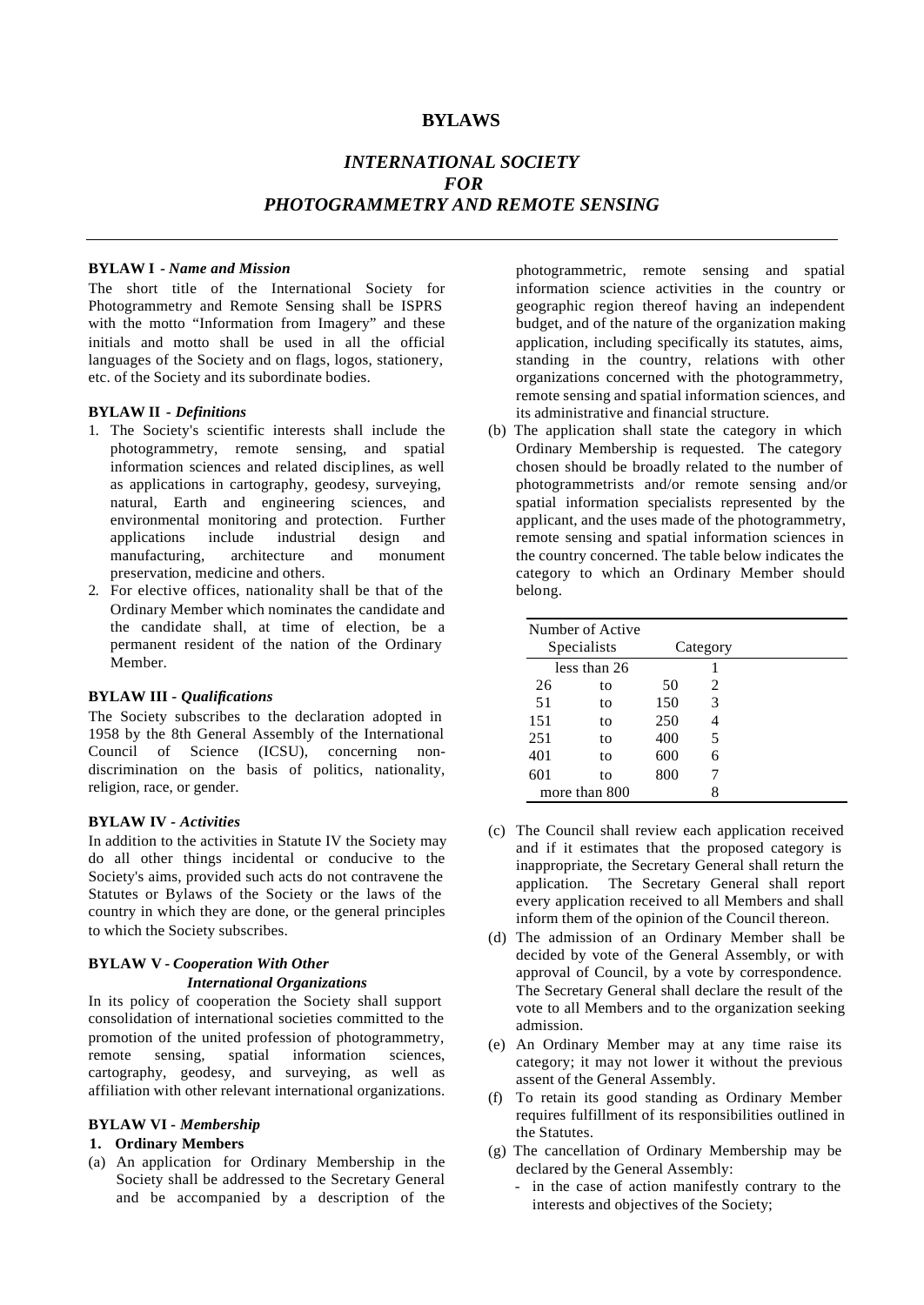# BYLAWS

## *INTERNATIONAL SOCIETY FOR PHOTOGRAMMETRY AND REMOTE SENSING*

### BYLAW I - *Name and Mission*

The short title of the International Society for Photogrammetry and Remote Sensing shall be ISPRS with the motto "Information from Imagery" and these initials and motto shall be used in all the official languages of the Society and on flags, logos, stationery, etc. of the Society and its subordinate bodies.

### BYLAW II - *Definitions*

1. The Society's scientific interests shall include the photogrammetry, remote sensing, and spatial information sciences and related disciplines, as well as applications in cartography, geodesy, surveying, natural, Earth and engineering sciences, and environmental monitoring and protection. Further applications include industrial design and manufacturing, architecture and monument preservation, medicine and others.
2. For elective offices, nationality shall be that of the Ordinary Member which nominates the candidate and the candidate shall, at time of election, be a permanent resident of the nation of the Ordinary Member.

### BYLAW III - *Qualifications*

The Society subscribes to the declaration adopted in 1958 by the 8th General Assembly of the International Council of Science (ICSU), concerning non-discrimination on the basis of politics, nationality, religion, race, or gender.

### BYLAW IV - *Activities*

In addition to the activities in Statute IV the Society may do all other things incidental or conducive to the Society's aims, provided such acts do not contravene the Statutes or Bylaws of the Society or the laws of the country in which they are done, or the general principles to which the Society subscribes.

### BYLAW V - *Cooperation With Other International Organizations*

In its policy of cooperation the Society shall support consolidation of international societies committed to the promotion of the united profession of photogrammetry, remote sensing, spatial information sciences, cartography, geodesy, and surveying, as well as affiliation with other relevant international organizations.

### BYLAW VI - *Membership*

**1. Ordinary Members**

(a) An application for Ordinary Membership in the Society shall be addressed to the Secretary General and be accompanied by a description of the photogrammetric, remote sensing and spatial information science activities in the country or geographic region thereof having an independent budget, and of the nature of the organization making application, including specifically its statutes, aims, standing in the country, relations with other organizations concerned with the photogrammetry, remote sensing and spatial information sciences, and its administrative and financial structure.

(b) The application shall state the category in which Ordinary Membership is requested. The category chosen should be broadly related to the number of photogrammetrists and/or remote sensing and/or spatial information specialists represented by the applicant, and the uses made of the photogrammetry, remote sensing and spatial information sciences in the country concerned. The table below indicates the category to which an Ordinary Member should belong.

| Number of Active Specialists | Category |
|---|---|
| less than 26 | 1 |
| 26 to 50 | 2 |
| 51 to 150 | 3 |
| 151 to 250 | 4 |
| 251 to 400 | 5 |
| 401 to 600 | 6 |
| 601 to 800 | 7 |
| more than 800 | 8 |

(c) The Council shall review each application received and if it estimates that the proposed category is inappropriate, the Secretary General shall return the application. The Secretary General shall report every application received to all Members and shall inform them of the opinion of the Council thereon.

(d) The admission of an Ordinary Member shall be decided by vote of the General Assembly, or with approval of Council, by a vote by correspondence. The Secretary General shall declare the result of the vote to all Members and to the organization seeking admission.

(e) An Ordinary Member may at any time raise its category; it may not lower it without the previous assent of the General Assembly.

(f) To retain its good standing as Ordinary Member requires fulfillment of its responsibilities outlined in the Statutes.

(g) The cancellation of Ordinary Membership may be declared by the General Assembly:
- in the case of action manifestly contrary to the interests and objectives of the Society;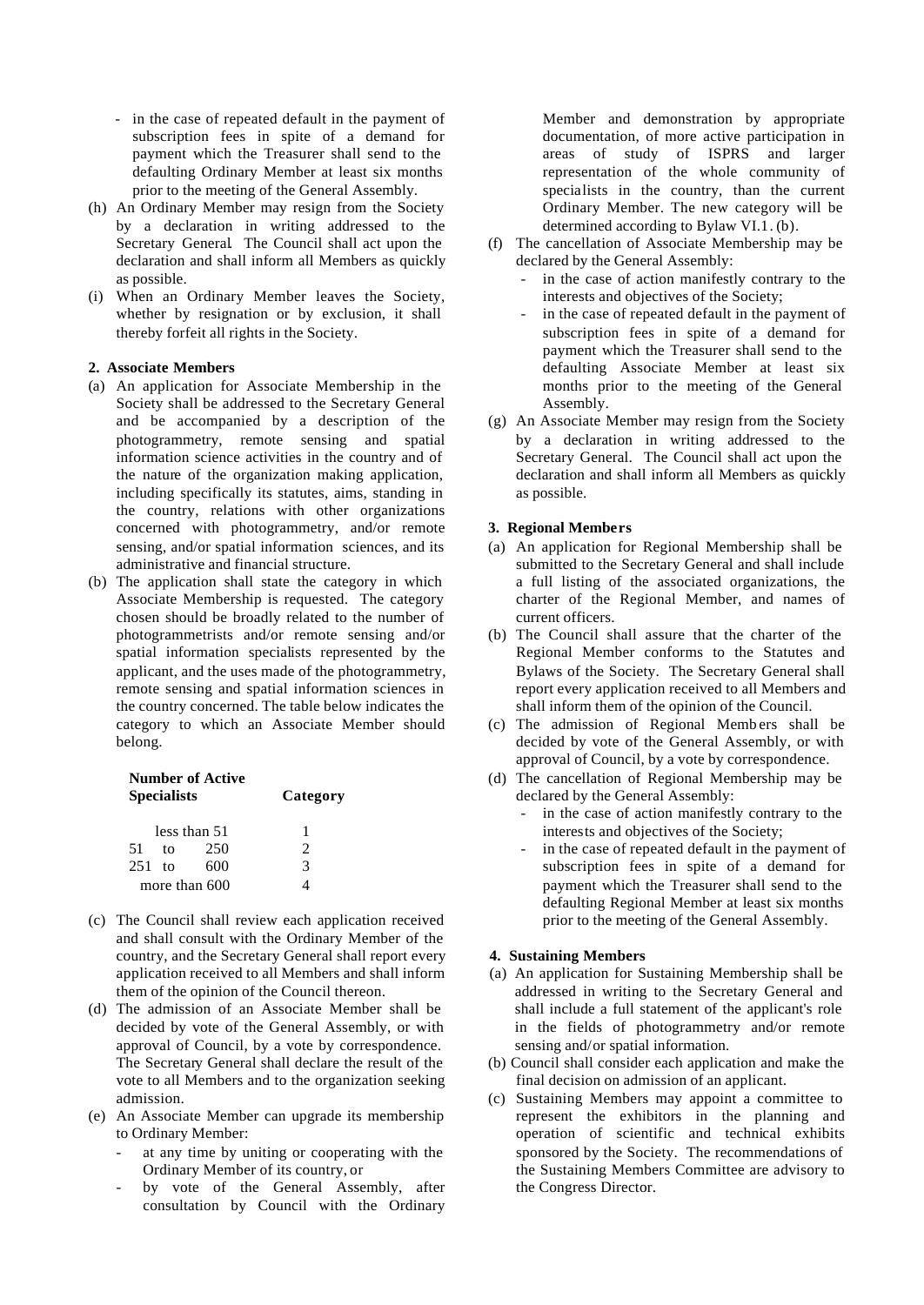- in the case of repeated default in the payment of subscription fees in spite of a demand for payment which the Treasurer shall send to the defaulting Ordinary Member at least six months prior to the meeting of the General Assembly.

(h) An Ordinary Member may resign from the Society by a declaration in writing addressed to the Secretary General. The Council shall act upon the declaration and shall inform all Members as quickly as possible.

(i) When an Ordinary Member leaves the Society, whether by resignation or by exclusion, it shall thereby forfeit all rights in the Society.

**2. Associate Members**

(a) An application for Associate Membership in the Society shall be addressed to the Secretary General and be accompanied by a description of the photogrammetry, remote sensing and spatial information science activities in the country and of the nature of the organization making application, including specifically its statutes, aims, standing in the country, relations with other organizations concerned with photogrammetry, and/or remote sensing, and/or spatial information sciences, and its administrative and financial structure.

(b) The application shall state the category in which Associate Membership is requested. The category chosen should be broadly related to the number of photogrammetrists and/or remote sensing and/or spatial information specialists represented by the applicant, and the uses made of the photogrammetry, remote sensing and spatial information sciences in the country concerned. The table below indicates the category to which an Associate Member should belong.

| Number of Active Specialists | Category |
|---|---|
| less than 51 | 1 |
| 51 to 250 | 2 |
| 251 to 600 | 3 |
| more than 600 | 4 |

(c) The Council shall review each application received and shall consult with the Ordinary Member of the country, and the Secretary General shall report every application received to all Members and shall inform them of the opinion of the Council thereon.

(d) The admission of an Associate Member shall be decided by vote of the General Assembly, or with approval of Council, by a vote by correspondence. The Secretary General shall declare the result of the vote to all Members and to the organization seeking admission.

(e) An Associate Member can upgrade its membership to Ordinary Member:
   - at any time by uniting or cooperating with the Ordinary Member of its country, or
   - by vote of the General Assembly, after consultation by Council with the Ordinary Member and demonstration by appropriate documentation, of more active participation in areas of study of ISPRS and larger representation of the whole community of specialists in the country, than the current Ordinary Member. The new category will be determined according to Bylaw VI.1. (b).

(f) The cancellation of Associate Membership may be declared by the General Assembly:
   - in the case of action manifestly contrary to the interests and objectives of the Society;
   - in the case of repeated default in the payment of subscription fees in spite of a demand for payment which the Treasurer shall send to the defaulting Associate Member at least six months prior to the meeting of the General Assembly.

(g) An Associate Member may resign from the Society by a declaration in writing addressed to the Secretary General. The Council shall act upon the declaration and shall inform all Members as quickly as possible.

**3. Regional Members**

(a) An application for Regional Membership shall be submitted to the Secretary General and shall include a full listing of the associated organizations, the charter of the Regional Member, and names of current officers.

(b) The Council shall assure that the charter of the Regional Member conforms to the Statutes and Bylaws of the Society. The Secretary General shall report every application received to all Members and shall inform them of the opinion of the Council.

(c) The admission of Regional Members shall be decided by vote of the General Assembly, or with approval of Council, by a vote by correspondence.

(d) The cancellation of Regional Membership may be declared by the General Assembly:
   - in the case of action manifestly contrary to the interests and objectives of the Society;
   - in the case of repeated default in the payment of subscription fees in spite of a demand for payment which the Treasurer shall send to the defaulting Regional Member at least six months prior to the meeting of the General Assembly.

**4. Sustaining Members**

(a) An application for Sustaining Membership shall be addressed in writing to the Secretary General and shall include a full statement of the applicant's role in the fields of photogrammetry and/or remote sensing and/or spatial information.

(b) Council shall consider each application and make the final decision on admission of an applicant.

(c) Sustaining Members may appoint a committee to represent the exhibitors in the planning and operation of scientific and technical exhibits sponsored by the Society. The recommendations of the Sustaining Members Committee are advisory to the Congress Director.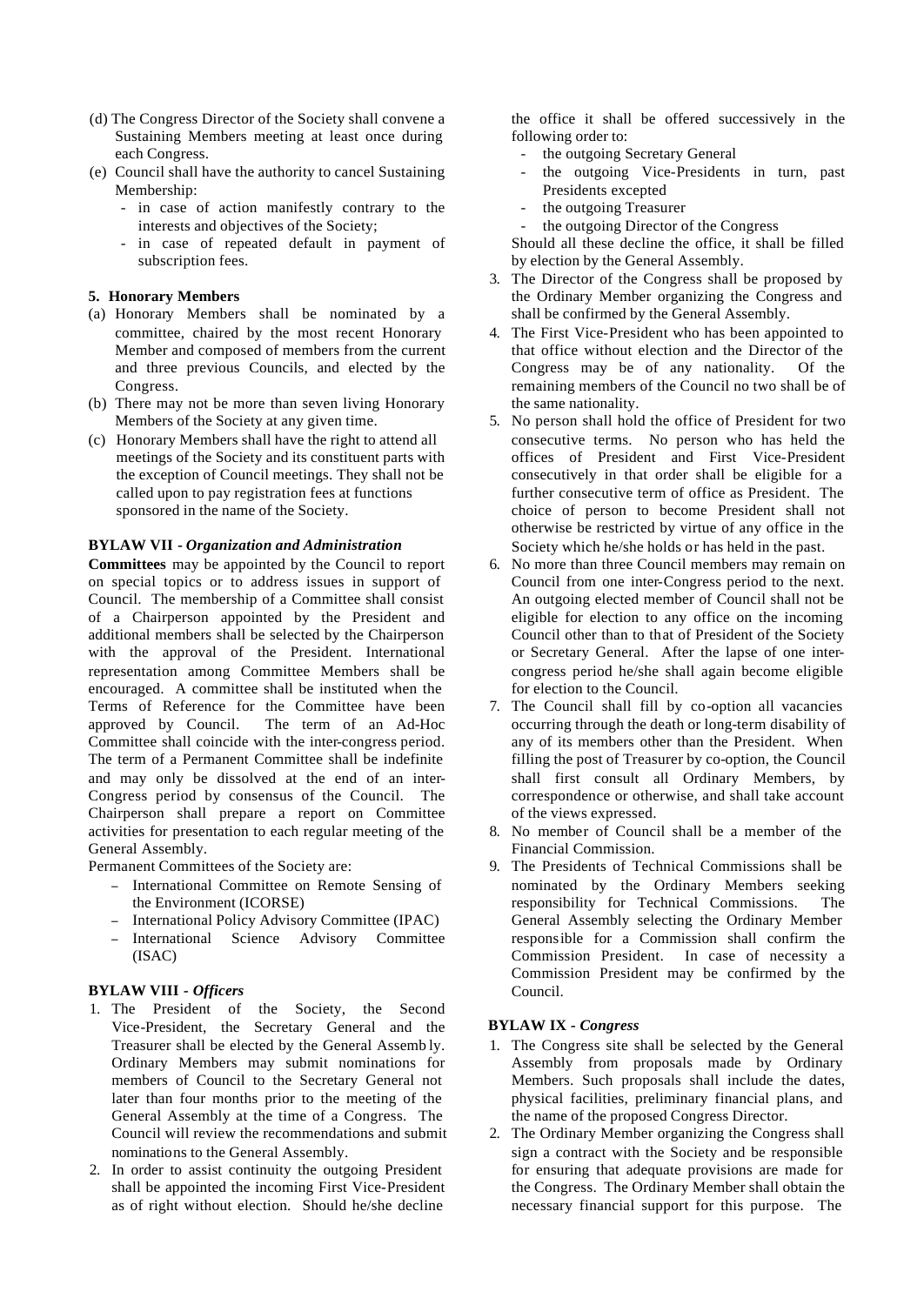(d) The Congress Director of the Society shall convene a Sustaining Members meeting at least once during each Congress.

(e) Council shall have the authority to cancel Sustaining Membership:
  - in case of action manifestly contrary to the interests and objectives of the Society;
  - in case of repeated default in payment of subscription fees.

**5. Honorary Members**

(a) Honorary Members shall be nominated by a committee, chaired by the most recent Honorary Member and composed of members from the current and three previous Councils, and elected by the Congress.

(b) There may not be more than seven living Honorary Members of the Society at any given time.

(c) Honorary Members shall have the right to attend all meetings of the Society and its constituent parts with the exception of Council meetings. They shall not be called upon to pay registration fees at functions sponsored in the name of the Society.

**BYLAW VII - *Organization and Administration***

**Committees** may be appointed by the Council to report on special topics or to address issues in support of Council. The membership of a Committee shall consist of a Chairperson appointed by the President and additional members shall be selected by the Chairperson with the approval of the President. International representation among Committee Members shall be encouraged. A committee shall be instituted when the Terms of Reference for the Committee have been approved by Council. The term of an Ad-Hoc Committee shall coincide with the inter-congress period. The term of a Permanent Committee shall be indefinite and may only be dissolved at the end of an inter-Congress period by consensus of the Council. The Chairperson shall prepare a report on Committee activities for presentation to each regular meeting of the General Assembly.

Permanent Committees of the Society are:

- International Committee on Remote Sensing of the Environment (ICORSE)
- International Policy Advisory Committee (IPAC)
- International Science Advisory Committee (ISAC)

**BYLAW VIII - *Officers***

1. The President of the Society, the Second Vice-President, the Secretary General and the Treasurer shall be elected by the General Assembly. Ordinary Members may submit nominations for members of Council to the Secretary General not later than four months prior to the meeting of the General Assembly at the time of a Congress. The Council will review the recommendations and submit nominations to the General Assembly.
2. In order to assist continuity the outgoing President shall be appointed the incoming First Vice-President as of right without election. Should he/she decline the office it shall be offered successively in the following order to:
   - the outgoing Secretary General
   - the outgoing Vice-Presidents in turn, past Presidents excepted
   - the outgoing Treasurer
   - the outgoing Director of the Congress

   Should all these decline the office, it shall be filled by election by the General Assembly.
3. The Director of the Congress shall be proposed by the Ordinary Member organizing the Congress and shall be confirmed by the General Assembly.
4. The First Vice-President who has been appointed to that office without election and the Director of the Congress may be of any nationality. Of the remaining members of the Council no two shall be of the same nationality.
5. No person shall hold the office of President for two consecutive terms. No person who has held the offices of President and First Vice-President consecutively in that order shall be eligible for a further consecutive term of office as President. The choice of person to become President shall not otherwise be restricted by virtue of any office in the Society which he/she holds or has held in the past.
6. No more than three Council members may remain on Council from one inter-Congress period to the next. An outgoing elected member of Council shall not be eligible for election to any office on the incoming Council other than to that of President of the Society or Secretary General. After the lapse of one inter-congress period he/she shall again become eligible for election to the Council.
7. The Council shall fill by co-option all vacancies occurring through the death or long-term disability of any of its members other than the President. When filling the post of Treasurer by co-option, the Council shall first consult all Ordinary Members, by correspondence or otherwise, and shall take account of the views expressed.
8. No member of Council shall be a member of the Financial Commission.
9. The Presidents of Technical Commissions shall be nominated by the Ordinary Members seeking responsibility for Technical Commissions. The General Assembly selecting the Ordinary Member responsible for a Commission shall confirm the Commission President. In case of necessity a Commission President may be confirmed by the Council.

**BYLAW IX - *Congress***

1. The Congress site shall be selected by the General Assembly from proposals made by Ordinary Members. Such proposals shall include the dates, physical facilities, preliminary financial plans, and the name of the proposed Congress Director.
2. The Ordinary Member organizing the Congress shall sign a contract with the Society and be responsible for ensuring that adequate provisions are made for the Congress. The Ordinary Member shall obtain the necessary financial support for this purpose. The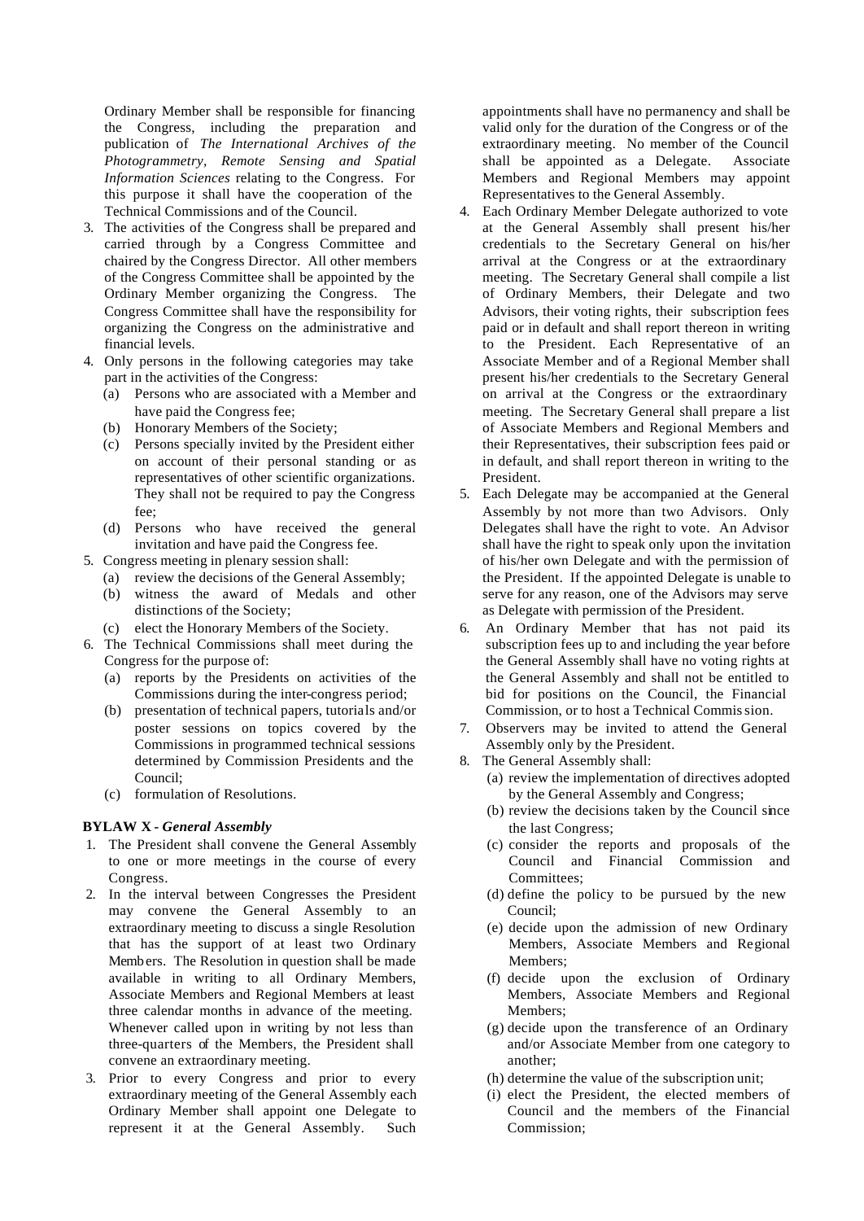Ordinary Member shall be responsible for financing the Congress, including the preparation and publication of *The International Archives of the Photogrammetry, Remote Sensing and Spatial Information Sciences* relating to the Congress. For this purpose it shall have the cooperation of the Technical Commissions and of the Council.

3. The activities of the Congress shall be prepared and carried through by a Congress Committee and chaired by the Congress Director. All other members of the Congress Committee shall be appointed by the Ordinary Member organizing the Congress. The Congress Committee shall have the responsibility for organizing the Congress on the administrative and financial levels.
4. Only persons in the following categories may take part in the activities of the Congress:
   (a) Persons who are associated with a Member and have paid the Congress fee;
   (b) Honorary Members of the Society;
   (c) Persons specially invited by the President either on account of their personal standing or as representatives of other scientific organizations. They shall not be required to pay the Congress fee;
   (d) Persons who have received the general invitation and have paid the Congress fee.
5. Congress meeting in plenary session shall:
   (a) review the decisions of the General Assembly;
   (b) witness the award of Medals and other distinctions of the Society;
   (c) elect the Honorary Members of the Society.
6. The Technical Commissions shall meet during the Congress for the purpose of:
   (a) reports by the Presidents on activities of the Commissions during the inter-congress period;
   (b) presentation of technical papers, tutorials and/or poster sessions on topics covered by the Commissions in programmed technical sessions determined by Commission Presidents and the Council;
   (c) formulation of Resolutions.

**BYLAW X - *General Assembly***

1. The President shall convene the General Assembly to one or more meetings in the course of every Congress.
2. In the interval between Congresses the President may convene the General Assembly to an extraordinary meeting to discuss a single Resolution that has the support of at least two Ordinary Members. The Resolution in question shall be made available in writing to all Ordinary Members, Associate Members and Regional Members at least three calendar months in advance of the meeting. Whenever called upon in writing by not less than three-quarters of the Members, the President shall convene an extraordinary meeting.
3. Prior to every Congress and prior to every extraordinary meeting of the General Assembly each Ordinary Member shall appoint one Delegate to represent it at the General Assembly. Such appointments shall have no permanency and shall be valid only for the duration of the Congress or of the extraordinary meeting. No member of the Council shall be appointed as a Delegate. Associate Members and Regional Members may appoint Representatives to the General Assembly.
4. Each Ordinary Member Delegate authorized to vote at the General Assembly shall present his/her credentials to the Secretary General on his/her arrival at the Congress or at the extraordinary meeting. The Secretary General shall compile a list of Ordinary Members, their Delegate and two Advisors, their voting rights, their subscription fees paid or in default and shall report thereon in writing to the President. Each Representative of an Associate Member and of a Regional Member shall present his/her credentials to the Secretary General on arrival at the Congress or the extraordinary meeting. The Secretary General shall prepare a list of Associate Members and Regional Members and their Representatives, their subscription fees paid or in default, and shall report thereon in writing to the President.
5. Each Delegate may be accompanied at the General Assembly by not more than two Advisors. Only Delegates shall have the right to vote. An Advisor shall have the right to speak only upon the invitation of his/her own Delegate and with the permission of the President. If the appointed Delegate is unable to serve for any reason, one of the Advisors may serve as Delegate with permission of the President.
6. An Ordinary Member that has not paid its subscription fees up to and including the year before the General Assembly shall have no voting rights at the General Assembly and shall not be entitled to bid for positions on the Council, the Financial Commission, or to host a Technical Commission.
7. Observers may be invited to attend the General Assembly only by the President.
8. The General Assembly shall:
   (a) review the implementation of directives adopted by the General Assembly and Congress;
   (b) review the decisions taken by the Council since the last Congress;
   (c) consider the reports and proposals of the Council and Financial Commission and Committees;
   (d) define the policy to be pursued by the new Council;
   (e) decide upon the admission of new Ordinary Members, Associate Members and Regional Members;
   (f) decide upon the exclusion of Ordinary Members, Associate Members and Regional Members;
   (g) decide upon the transference of an Ordinary and/or Associate Member from one category to another;
   (h) determine the value of the subscription unit;
   (i) elect the President, the elected members of Council and the members of the Financial Commission;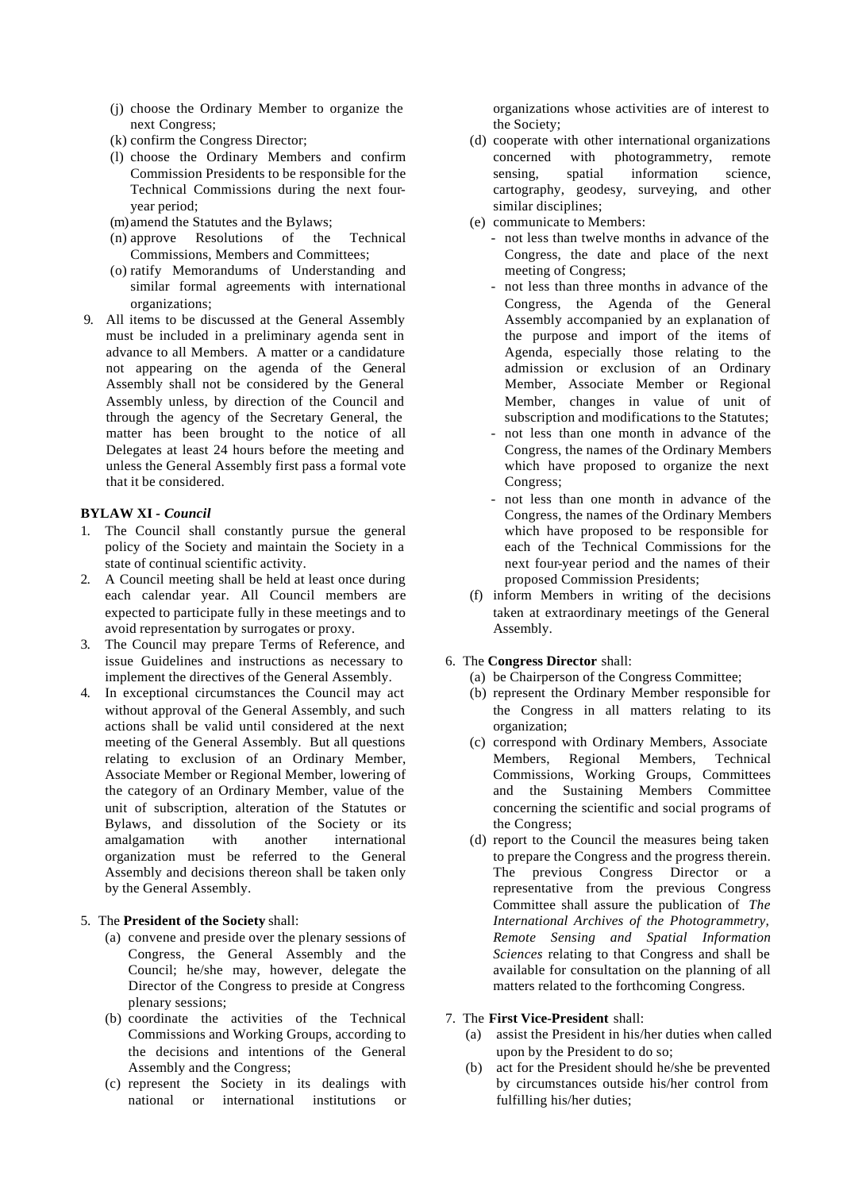(j) choose the Ordinary Member to organize the next Congress;
(k) confirm the Congress Director;
(l) choose the Ordinary Members and confirm Commission Presidents to be responsible for the Technical Commissions during the next four-year period;
(m) amend the Statutes and the Bylaws;
(n) approve Resolutions of the Technical Commissions, Members and Committees;
(o) ratify Memorandums of Understanding and similar formal agreements with international organizations;

9. All items to be discussed at the General Assembly must be included in a preliminary agenda sent in advance to all Members. A matter or a candidature not appearing on the agenda of the General Assembly shall not be considered by the General Assembly unless, by direction of the Council and through the agency of the Secretary General, the matter has been brought to the notice of all Delegates at least 24 hours before the meeting and unless the General Assembly first pass a formal vote that it be considered.

**BYLAW XI -** ***Council***

1. The Council shall constantly pursue the general policy of the Society and maintain the Society in a state of continual scientific activity.
2. A Council meeting shall be held at least once during each calendar year. All Council members are expected to participate fully in these meetings and to avoid representation by surrogates or proxy.
3. The Council may prepare Terms of Reference, and issue Guidelines and instructions as necessary to implement the directives of the General Assembly.
4. In exceptional circumstances the Council may act without approval of the General Assembly, and such actions shall be valid until considered at the next meeting of the General Assembly. But all questions relating to exclusion of an Ordinary Member, Associate Member or Regional Member, lowering of the category of an Ordinary Member, value of the unit of subscription, alteration of the Statutes or Bylaws, and dissolution of the Society or its amalgamation with another international organization must be referred to the General Assembly and decisions thereon shall be taken only by the General Assembly.

5. The **President of the Society** shall:
   (a) convene and preside over the plenary sessions of Congress, the General Assembly and the Council; he/she may, however, delegate the Director of the Congress to preside at Congress plenary sessions;
   (b) coordinate the activities of the Technical Commissions and Working Groups, according to the decisions and intentions of the General Assembly and the Congress;
   (c) represent the Society in its dealings with national or international institutions or organizations whose activities are of interest to the Society;
   (d) cooperate with other international organizations concerned with photogrammetry, remote sensing, spatial information science, cartography, geodesy, surveying, and other similar disciplines;
   (e) communicate to Members:
   - not less than twelve months in advance of the Congress, the date and place of the next meeting of Congress;
   - not less than three months in advance of the Congress, the Agenda of the General Assembly accompanied by an explanation of the purpose and import of the items of Agenda, especially those relating to the admission or exclusion of an Ordinary Member, Associate Member or Regional Member, changes in value of unit of subscription and modifications to the Statutes;
   - not less than one month in advance of the Congress, the names of the Ordinary Members which have proposed to organize the next Congress;
   - not less than one month in advance of the Congress, the names of the Ordinary Members which have proposed to be responsible for each of the Technical Commissions for the next four-year period and the names of their proposed Commission Presidents;

   (f) inform Members in writing of the decisions taken at extraordinary meetings of the General Assembly.

6. The **Congress Director** shall:
   (a) be Chairperson of the Congress Committee;
   (b) represent the Ordinary Member responsible for the Congress in all matters relating to its organization;
   (c) correspond with Ordinary Members, Associate Members, Regional Members, Technical Commissions, Working Groups, Committees and the Sustaining Members Committee concerning the scientific and social programs of the Congress;
   (d) report to the Council the measures being taken to prepare the Congress and the progress therein. The previous Congress Director or a representative from the previous Congress Committee shall assure the publication of *The International Archives of the Photogrammetry, Remote Sensing and Spatial Information Sciences* relating to that Congress and shall be available for consultation on the planning of all matters related to the forthcoming Congress.

7. The **First Vice-President** shall:
   (a) assist the President in his/her duties when called upon by the President to do so;
   (b) act for the President should he/she be prevented by circumstances outside his/her control from fulfilling his/her duties;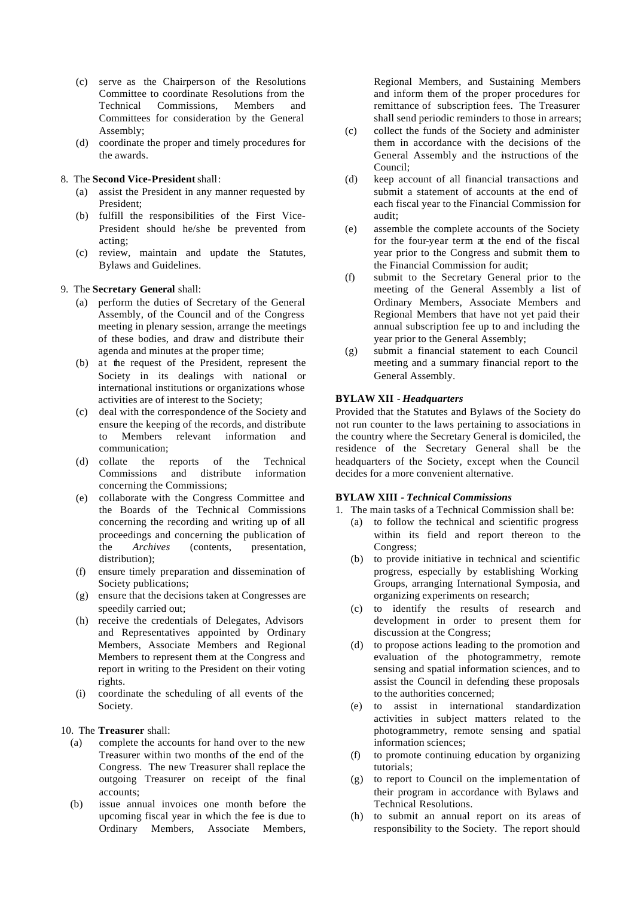(c) serve as the Chairperson of the Resolutions Committee to coordinate Resolutions from the Technical Commissions, Members and Committees for consideration by the General Assembly;
(d) coordinate the proper and timely procedures for the awards.

8. The **Second Vice-President** shall:
   (a) assist the President in any manner requested by President;
   (b) fulfill the responsibilities of the First Vice-President should he/she be prevented from acting;
   (c) review, maintain and update the Statutes, Bylaws and Guidelines.

9. The **Secretary General** shall:
   (a) perform the duties of Secretary of the General Assembly, of the Council and of the Congress meeting in plenary session, arrange the meetings of these bodies, and draw and distribute their agenda and minutes at the proper time;
   (b) at the request of the President, represent the Society in its dealings with national or international institutions or organizations whose activities are of interest to the Society;
   (c) deal with the correspondence of the Society and ensure the keeping of the records, and distribute to Members relevant information and communication;
   (d) collate the reports of the Technical Commissions and distribute information concerning the Commissions;
   (e) collaborate with the Congress Committee and the Boards of the Technical Commissions concerning the recording and writing up of all proceedings and concerning the publication of the *Archives* (contents, presentation, distribution);
   (f) ensure timely preparation and dissemination of Society publications;
   (g) ensure that the decisions taken at Congresses are speedily carried out;
   (h) receive the credentials of Delegates, Advisors and Representatives appointed by Ordinary Members, Associate Members and Regional Members to represent them at the Congress and report in writing to the President on their voting rights.
   (i) coordinate the scheduling of all events of the Society.

10. The **Treasurer** shall:
   (a) complete the accounts for hand over to the new Treasurer within two months of the end of the Congress. The new Treasurer shall replace the outgoing Treasurer on receipt of the final accounts;
   (b) issue annual invoices one month before the upcoming fiscal year in which the fee is due to Ordinary Members, Associate Members, Regional Members, and Sustaining Members and inform them of the proper procedures for remittance of subscription fees. The Treasurer shall send periodic reminders to those in arrears;
   (c) collect the funds of the Society and administer them in accordance with the decisions of the General Assembly and the instructions of the Council;
   (d) keep account of all financial transactions and submit a statement of accounts at the end of each fiscal year to the Financial Commission for audit;
   (e) assemble the complete accounts of the Society for the four-year term at the end of the fiscal year prior to the Congress and submit them to the Financial Commission for audit;
   (f) submit to the Secretary General prior to the meeting of the General Assembly a list of Ordinary Members, Associate Members and Regional Members that have not yet paid their annual subscription fee up to and including the year prior to the General Assembly;
   (g) submit a financial statement to each Council meeting and a summary financial report to the General Assembly.

**BYLAW XII** - ***Headquarters***

Provided that the Statutes and Bylaws of the Society do not run counter to the laws pertaining to associations in the country where the Secretary General is domiciled, the residence of the Secretary General shall be the headquarters of the Society, except when the Council decides for a more convenient alternative.

**BYLAW XIII** - ***Technical Commissions***

1. The main tasks of a Technical Commission shall be:
   (a) to follow the technical and scientific progress within its field and report thereon to the Congress;
   (b) to provide initiative in technical and scientific progress, especially by establishing Working Groups, arranging International Symposia, and organizing experiments on research;
   (c) to identify the results of research and development in order to present them for discussion at the Congress;
   (d) to propose actions leading to the promotion and evaluation of the photogrammetry, remote sensing and spatial information sciences, and to assist the Council in defending these proposals to the authorities concerned;
   (e) to assist in international standardization activities in subject matters related to the photogrammetry, remote sensing and spatial information sciences;
   (f) to promote continuing education by organizing tutorials;
   (g) to report to Council on the implementation of their program in accordance with Bylaws and Technical Resolutions.
   (h) to submit an annual report on its areas of responsibility to the Society. The report should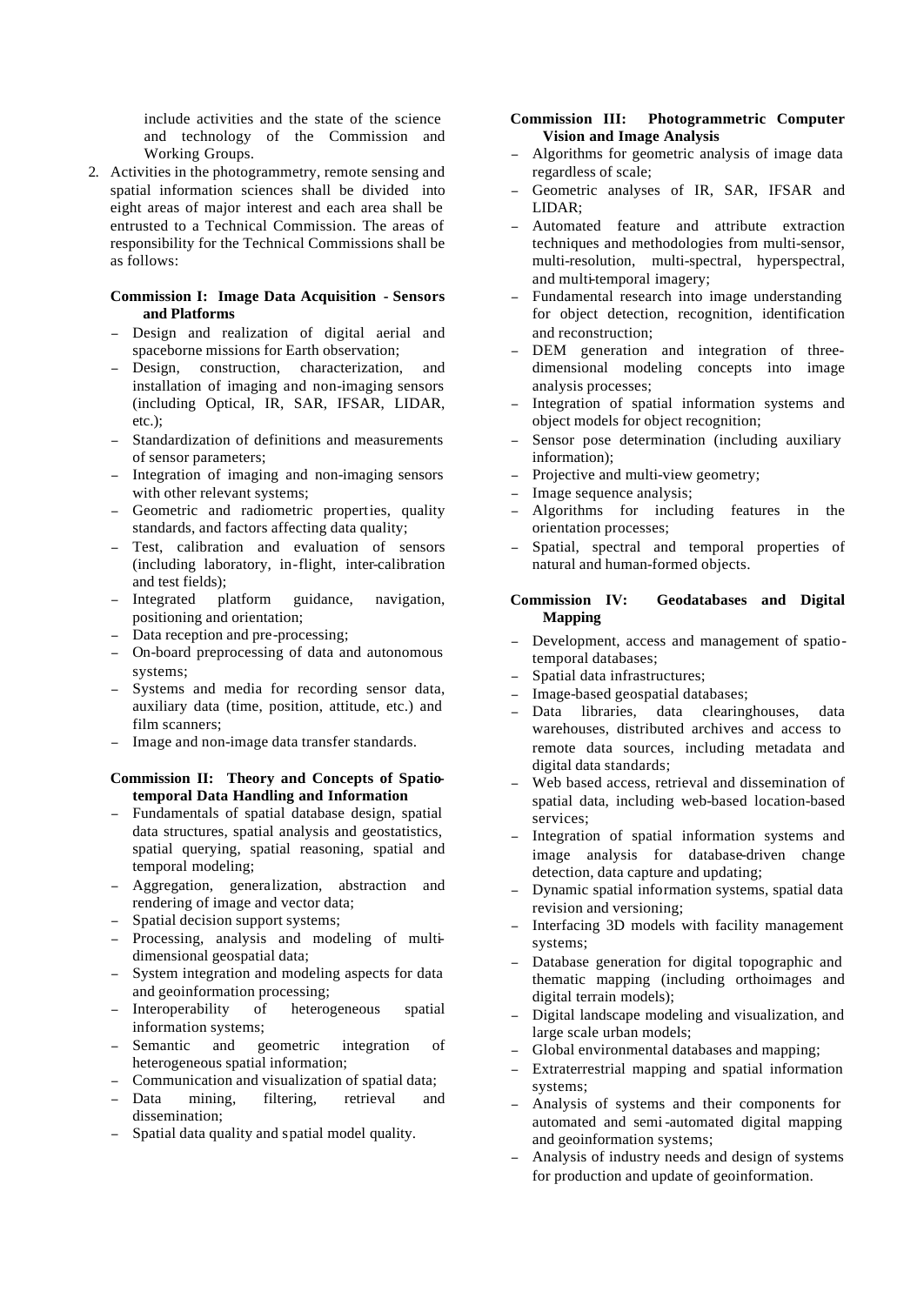include activities and the state of the science and technology of the Commission and Working Groups.

2. Activities in the photogrammetry, remote sensing and spatial information sciences shall be divided into eight areas of major interest and each area shall be entrusted to a Technical Commission. The areas of responsibility for the Technical Commissions shall be as follows:

**Commission I: Image Data Acquisition - Sensors and Platforms**

- Design and realization of digital aerial and spaceborne missions for Earth observation;
- Design, construction, characterization, and installation of imaging and non-imaging sensors (including Optical, IR, SAR, IFSAR, LIDAR, etc.);
- Standardization of definitions and measurements of sensor parameters;
- Integration of imaging and non-imaging sensors with other relevant systems;
- Geometric and radiometric properties, quality standards, and factors affecting data quality;
- Test, calibration and evaluation of sensors (including laboratory, in-flight, inter-calibration and test fields);
- Integrated platform guidance, navigation, positioning and orientation;
- Data reception and pre-processing;
- On-board preprocessing of data and autonomous systems;
- Systems and media for recording sensor data, auxiliary data (time, position, attitude, etc.) and film scanners;
- Image and non-image data transfer standards.

**Commission II: Theory and Concepts of Spatio-temporal Data Handling and Information**

- Fundamentals of spatial database design, spatial data structures, spatial analysis and geostatistics, spatial querying, spatial reasoning, spatial and temporal modeling;
- Aggregation, generalization, abstraction and rendering of image and vector data;
- Spatial decision support systems;
- Processing, analysis and modeling of multi-dimensional geospatial data;
- System integration and modeling aspects for data and geoinformation processing;
- Interoperability of heterogeneous spatial information systems;
- Semantic and geometric integration of heterogeneous spatial information;
- Communication and visualization of spatial data;
- Data mining, filtering, retrieval and dissemination;
- Spatial data quality and spatial model quality.

**Commission III: Photogrammetric Computer Vision and Image Analysis**

- Algorithms for geometric analysis of image data regardless of scale;
- Geometric analyses of IR, SAR, IFSAR and LIDAR;
- Automated feature and attribute extraction techniques and methodologies from multi-sensor, multi-resolution, multi-spectral, hyperspectral, and multi-temporal imagery;
- Fundamental research into image understanding for object detection, recognition, identification and reconstruction;
- DEM generation and integration of three-dimensional modeling concepts into image analysis processes;
- Integration of spatial information systems and object models for object recognition;
- Sensor pose determination (including auxiliary information);
- Projective and multi-view geometry;
- Image sequence analysis;
- Algorithms for including features in the orientation processes;
- Spatial, spectral and temporal properties of natural and human-formed objects.

**Commission IV: Geodatabases and Digital Mapping**

- Development, access and management of spatio-temporal databases;
- Spatial data infrastructures;
- Image-based geospatial databases;
- Data libraries, data clearinghouses, data warehouses, distributed archives and access to remote data sources, including metadata and digital data standards;
- Web based access, retrieval and dissemination of spatial data, including web-based location-based services;
- Integration of spatial information systems and image analysis for database-driven change detection, data capture and updating;
- Dynamic spatial information systems, spatial data revision and versioning;
- Interfacing 3D models with facility management systems;
- Database generation for digital topographic and thematic mapping (including orthoimages and digital terrain models);
- Digital landscape modeling and visualization, and large scale urban models;
- Global environmental databases and mapping;
- Extraterrestrial mapping and spatial information systems;
- Analysis of systems and their components for automated and semi-automated digital mapping and geoinformation systems;
- Analysis of industry needs and design of systems for production and update of geoinformation.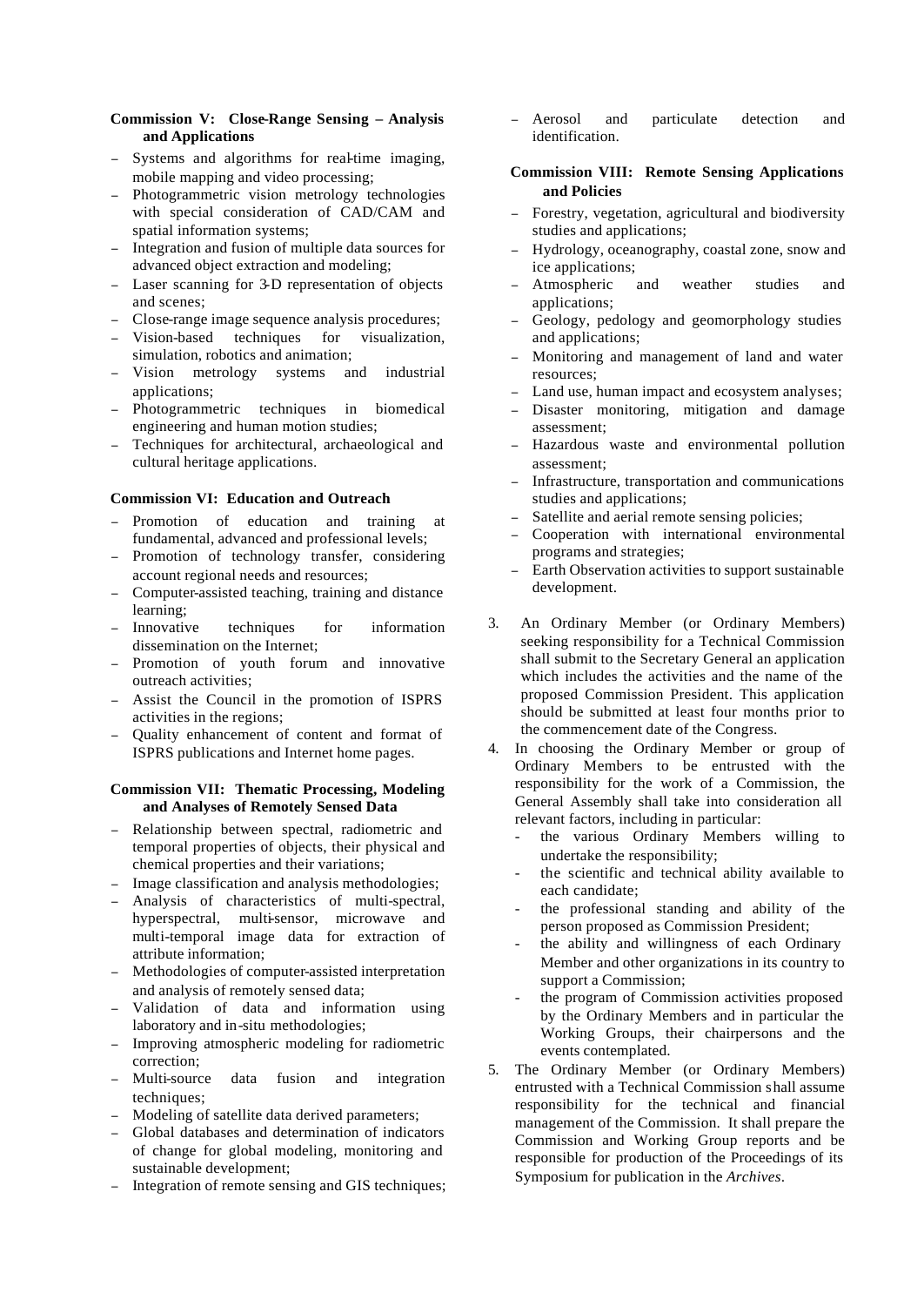**Commission V: Close-Range Sensing – Analysis and Applications**

- Systems and algorithms for real-time imaging, mobile mapping and video processing;
- Photogrammetric vision metrology technologies with special consideration of CAD/CAM and spatial information systems;
- Integration and fusion of multiple data sources for advanced object extraction and modeling;
- Laser scanning for 3-D representation of objects and scenes;
- Close-range image sequence analysis procedures;
- Vision-based techniques for visualization, simulation, robotics and animation;
- Vision metrology systems and industrial applications;
- Photogrammetric techniques in biomedical engineering and human motion studies;
- Techniques for architectural, archaeological and cultural heritage applications.

**Commission VI: Education and Outreach**

- Promotion of education and training at fundamental, advanced and professional levels;
- Promotion of technology transfer, considering account regional needs and resources;
- Computer-assisted teaching, training and distance learning;
- Innovative techniques for information dissemination on the Internet;
- Promotion of youth forum and innovative outreach activities;
- Assist the Council in the promotion of ISPRS activities in the regions;
- Quality enhancement of content and format of ISPRS publications and Internet home pages.

**Commission VII: Thematic Processing, Modeling and Analyses of Remotely Sensed Data**

- Relationship between spectral, radiometric and temporal properties of objects, their physical and chemical properties and their variations;
- Image classification and analysis methodologies;
- Analysis of characteristics of multi-spectral, hyperspectral, multi-sensor, microwave and multi-temporal image data for extraction of attribute information;
- Methodologies of computer-assisted interpretation and analysis of remotely sensed data;
- Validation of data and information using laboratory and in-situ methodologies;
- Improving atmospheric modeling for radiometric correction;
- Multi-source data fusion and integration techniques;
- Modeling of satellite data derived parameters;
- Global databases and determination of indicators of change for global modeling, monitoring and sustainable development;
- Integration of remote sensing and GIS techniques;
- Aerosol and particulate detection and identification.

**Commission VIII: Remote Sensing Applications and Policies**

- Forestry, vegetation, agricultural and biodiversity studies and applications;
- Hydrology, oceanography, coastal zone, snow and ice applications;
- Atmospheric and weather studies and applications;
- Geology, pedology and geomorphology studies and applications;
- Monitoring and management of land and water resources;
- Land use, human impact and ecosystem analyses;
- Disaster monitoring, mitigation and damage assessment;
- Hazardous waste and environmental pollution assessment;
- Infrastructure, transportation and communications studies and applications;
- Satellite and aerial remote sensing policies;
- Cooperation with international environmental programs and strategies;
- Earth Observation activities to support sustainable development.

3. An Ordinary Member (or Ordinary Members) seeking responsibility for a Technical Commission shall submit to the Secretary General an application which includes the activities and the name of the proposed Commission President. This application should be submitted at least four months prior to the commencement date of the Congress.

4. In choosing the Ordinary Member or group of Ordinary Members to be entrusted with the responsibility for the work of a Commission, the General Assembly shall take into consideration all relevant factors, including in particular:
   - the various Ordinary Members willing to undertake the responsibility;
   - the scientific and technical ability available to each candidate;
   - the professional standing and ability of the person proposed as Commission President;
   - the ability and willingness of each Ordinary Member and other organizations in its country to support a Commission;
   - the program of Commission activities proposed by the Ordinary Members and in particular the Working Groups, their chairpersons and the events contemplated.

5. The Ordinary Member (or Ordinary Members) entrusted with a Technical Commission shall assume responsibility for the technical and financial management of the Commission. It shall prepare the Commission and Working Group reports and be responsible for production of the Proceedings of its Symposium for publication in the *Archives*.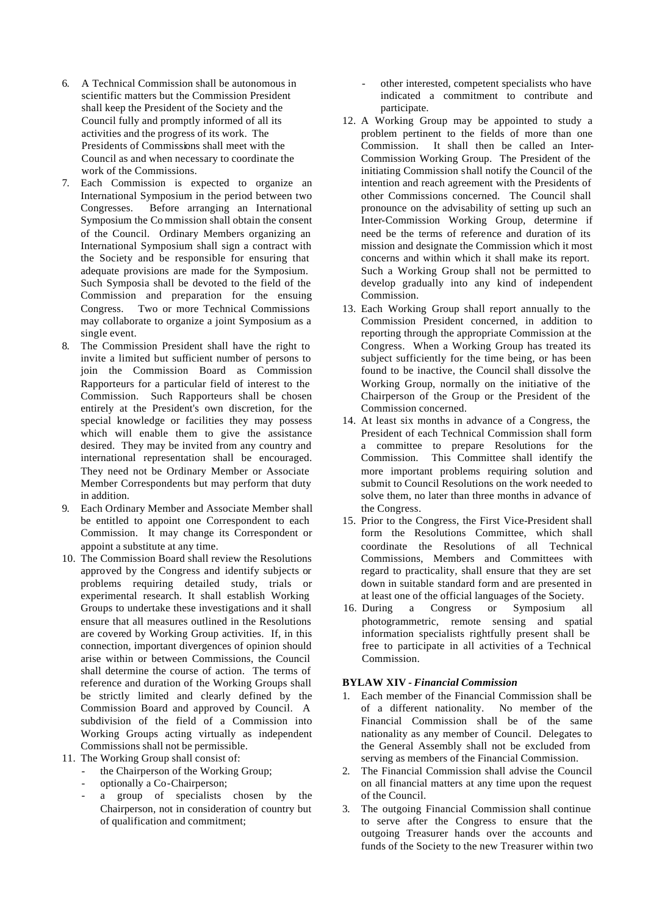6. A Technical Commission shall be autonomous in scientific matters but the Commission President shall keep the President of the Society and the Council fully and promptly informed of all its activities and the progress of its work. The Presidents of Commissions shall meet with the Council as and when necessary to coordinate the work of the Commissions.
7. Each Commission is expected to organize an International Symposium in the period between two Congresses. Before arranging an International Symposium the Commission shall obtain the consent of the Council. Ordinary Members organizing an International Symposium shall sign a contract with the Society and be responsible for ensuring that adequate provisions are made for the Symposium. Such Symposia shall be devoted to the field of the Commission and preparation for the ensuing Congress. Two or more Technical Commissions may collaborate to organize a joint Symposium as a single event.
8. The Commission President shall have the right to invite a limited but sufficient number of persons to join the Commission Board as Commission Rapporteurs for a particular field of interest to the Commission. Such Rapporteurs shall be chosen entirely at the President's own discretion, for the special knowledge or facilities they may possess which will enable them to give the assistance desired. They may be invited from any country and international representation shall be encouraged. They need not be Ordinary Member or Associate Member Correspondents but may perform that duty in addition.
9. Each Ordinary Member and Associate Member shall be entitled to appoint one Correspondent to each Commission. It may change its Correspondent or appoint a substitute at any time.
10. The Commission Board shall review the Resolutions approved by the Congress and identify subjects or problems requiring detailed study, trials or experimental research. It shall establish Working Groups to undertake these investigations and it shall ensure that all measures outlined in the Resolutions are covered by Working Group activities. If, in this connection, important divergences of opinion should arise within or between Commissions, the Council shall determine the course of action. The terms of reference and duration of the Working Groups shall be strictly limited and clearly defined by the Commission Board and approved by Council. A subdivision of the field of a Commission into Working Groups acting virtually as independent Commissions shall not be permissible.
11. The Working Group shall consist of:
    - the Chairperson of the Working Group;
    - optionally a Co-Chairperson;
    - a group of specialists chosen by the Chairperson, not in consideration of country but of qualification and commitment;
    - other interested, competent specialists who have indicated a commitment to contribute and participate.
12. A Working Group may be appointed to study a problem pertinent to the fields of more than one Commission. It shall then be called an Inter-Commission Working Group. The President of the initiating Commission shall notify the Council of the intention and reach agreement with the Presidents of other Commissions concerned. The Council shall pronounce on the advisability of setting up such an Inter-Commission Working Group, determine if need be the terms of reference and duration of its mission and designate the Commission which it most concerns and within which it shall make its report. Such a Working Group shall not be permitted to develop gradually into any kind of independent Commission.
13. Each Working Group shall report annually to the Commission President concerned, in addition to reporting through the appropriate Commission at the Congress. When a Working Group has treated its subject sufficiently for the time being, or has been found to be inactive, the Council shall dissolve the Working Group, normally on the initiative of the Chairperson of the Group or the President of the Commission concerned.
14. At least six months in advance of a Congress, the President of each Technical Commission shall form a committee to prepare Resolutions for the Commission. This Committee shall identify the more important problems requiring solution and submit to Council Resolutions on the work needed to solve them, no later than three months in advance of the Congress.
15. Prior to the Congress, the First Vice-President shall form the Resolutions Committee, which shall coordinate the Resolutions of all Technical Commissions, Members and Committees with regard to practicality, shall ensure that they are set down in suitable standard form and are presented in at least one of the official languages of the Society.
16. During a Congress or Symposium all photogrammetric, remote sensing and spatial information specialists rightfully present shall be free to participate in all activities of a Technical Commission.

**BYLAW XIV - *Financial Commission***

1. Each member of the Financial Commission shall be of a different nationality. No member of the Financial Commission shall be of the same nationality as any member of Council. Delegates to the General Assembly shall not be excluded from serving as members of the Financial Commission.
2. The Financial Commission shall advise the Council on all financial matters at any time upon the request of the Council.
3. The outgoing Financial Commission shall continue to serve after the Congress to ensure that the outgoing Treasurer hands over the accounts and funds of the Society to the new Treasurer within two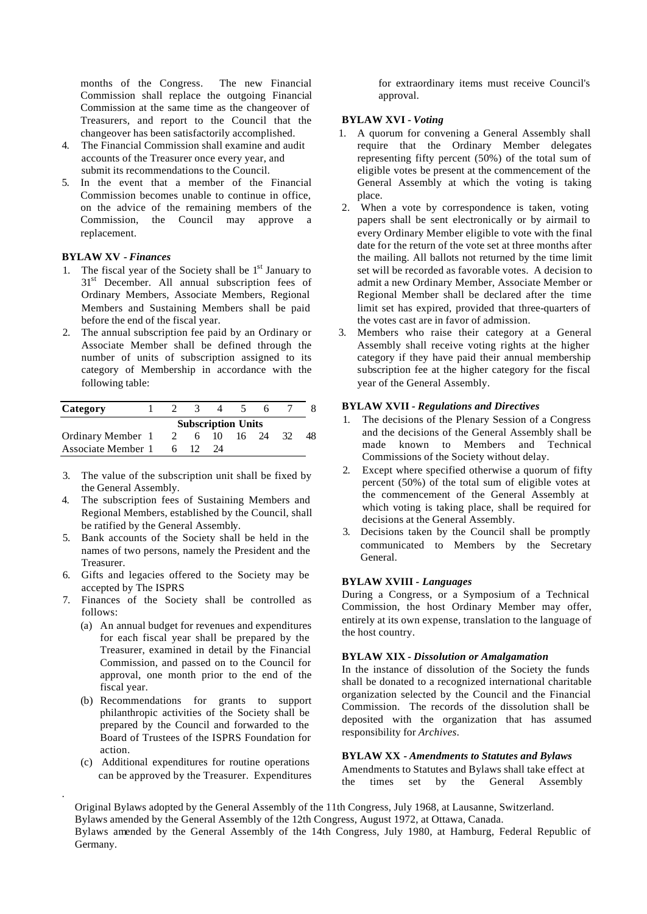months of the Congress. The new Financial Commission shall replace the outgoing Financial Commission at the same time as the changeover of Treasurers, and report to the Council that the changeover has been satisfactorily accomplished.

4. The Financial Commission shall examine and audit accounts of the Treasurer once every year, and submit its recommendations to the Council.
5. In the event that a member of the Financial Commission becomes unable to continue in office, on the advice of the remaining members of the Commission, the Council may approve a replacement.

**BYLAW XV -** ***Finances***

1. The fiscal year of the Society shall be 1st January to 31st December. All annual subscription fees of Ordinary Members, Associate Members, Regional Members and Sustaining Members shall be paid before the end of the fiscal year.
2. The annual subscription fee paid by an Ordinary or Associate Member shall be defined through the number of units of subscription assigned to its category of Membership in accordance with the following table:

| Category | 1 | 2 | 3 | 4 | 5 | 6 | 7 | 8 |
|---|---|---|---|---|---|---|---|---|
| | **Subscription Units** | | | | | | | |
| Ordinary Member | 1 | 2 | 6 | 10 | 16 | 24 | 32 | 48 |
| Associate Member | 1 | 6 | 12 | 24 | | | | |

3. The value of the subscription unit shall be fixed by the General Assembly.
4. The subscription fees of Sustaining Members and Regional Members, established by the Council, shall be ratified by the General Assembly.
5. Bank accounts of the Society shall be held in the names of two persons, namely the President and the Treasurer.
6. Gifts and legacies offered to the Society may be accepted by The ISPRS
7. Finances of the Society shall be controlled as follows:
   (a) An annual budget for revenues and expenditures for each fiscal year shall be prepared by the Treasurer, examined in detail by the Financial Commission, and passed on to the Council for approval, one month prior to the end of the fiscal year.
   (b) Recommendations for grants to support philanthropic activities of the Society shall be prepared by the Council and forwarded to the Board of Trustees of the ISPRS Foundation for action.
   (c) Additional expenditures for routine operations can be approved by the Treasurer. Expenditures for extraordinary items must receive Council's approval.

**BYLAW XVI -** ***Voting***

1. A quorum for convening a General Assembly shall require that the Ordinary Member delegates representing fifty percent (50%) of the total sum of eligible votes be present at the commencement of the General Assembly at which the voting is taking place.
2. When a vote by correspondence is taken, voting papers shall be sent electronically or by airmail to every Ordinary Member eligible to vote with the final date for the return of the vote set at three months after the mailing. All ballots not returned by the time limit set will be recorded as favorable votes. A decision to admit a new Ordinary Member, Associate Member or Regional Member shall be declared after the time limit set has expired, provided that three-quarters of the votes cast are in favor of admission.
3. Members who raise their category at a General Assembly shall receive voting rights at the higher category if they have paid their annual membership subscription fee at the higher category for the fiscal year of the General Assembly.

**BYLAW XVII -** ***Regulations and Directives***

1. The decisions of the Plenary Session of a Congress and the decisions of the General Assembly shall be made known to Members and Technical Commissions of the Society without delay.
2. Except where specified otherwise a quorum of fifty percent (50%) of the total sum of eligible votes at the commencement of the General Assembly at which voting is taking place, shall be required for decisions at the General Assembly.
3. Decisions taken by the Council shall be promptly communicated to Members by the Secretary General.

**BYLAW XVIII -** ***Languages***

During a Congress, or a Symposium of a Technical Commission, the host Ordinary Member may offer, entirely at its own expense, translation to the language of the host country.

**BYLAW XIX -** ***Dissolution or Amalgamation***

In the instance of dissolution of the Society the funds shall be donated to a recognized international charitable organization selected by the Council and the Financial Commission. The records of the dissolution shall be deposited with the organization that has assumed responsibility for *Archives*.

**BYLAW XX -** ***Amendments to Statutes and Bylaws***

Amendments to Statutes and Bylaws shall take effect at the times set by the General Assembly

Original Bylaws adopted by the General Assembly of the 11th Congress, July 1968, at Lausanne, Switzerland.
Bylaws amended by the General Assembly of the 12th Congress, August 1972, at Ottawa, Canada.
Bylaws amended by the General Assembly of the 14th Congress, July 1980, at Hamburg, Federal Republic of Germany.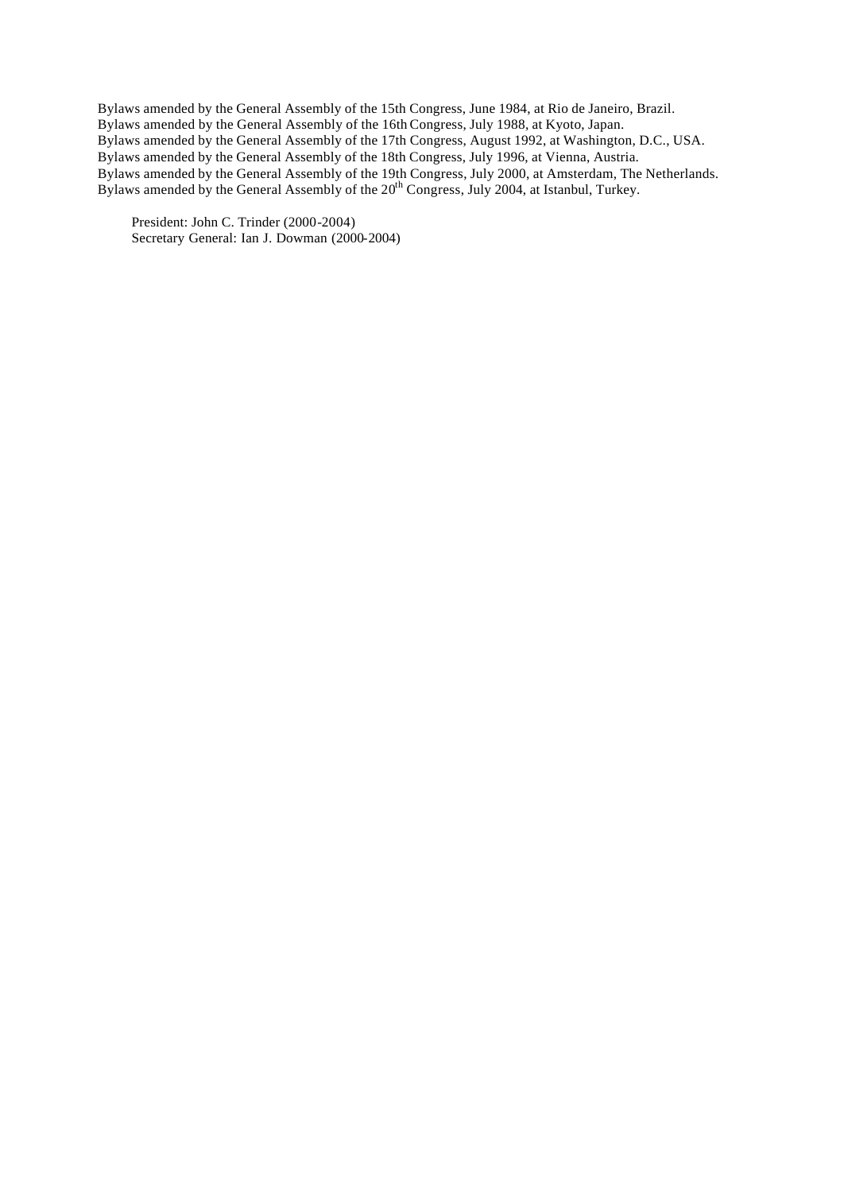Bylaws amended by the General Assembly of the 15th Congress, June 1984, at Rio de Janeiro, Brazil.
Bylaws amended by the General Assembly of the 16th Congress, July 1988, at Kyoto, Japan.
Bylaws amended by the General Assembly of the 17th Congress, August 1992, at Washington, D.C., USA.
Bylaws amended by the General Assembly of the 18th Congress, July 1996, at Vienna, Austria.
Bylaws amended by the General Assembly of the 19th Congress, July 2000, at Amsterdam, The Netherlands.
Bylaws amended by the General Assembly of the 20th Congress, July 2004, at Istanbul, Turkey.

President: John C. Trinder (2000-2004)
Secretary General: Ian J. Dowman (2000-2004)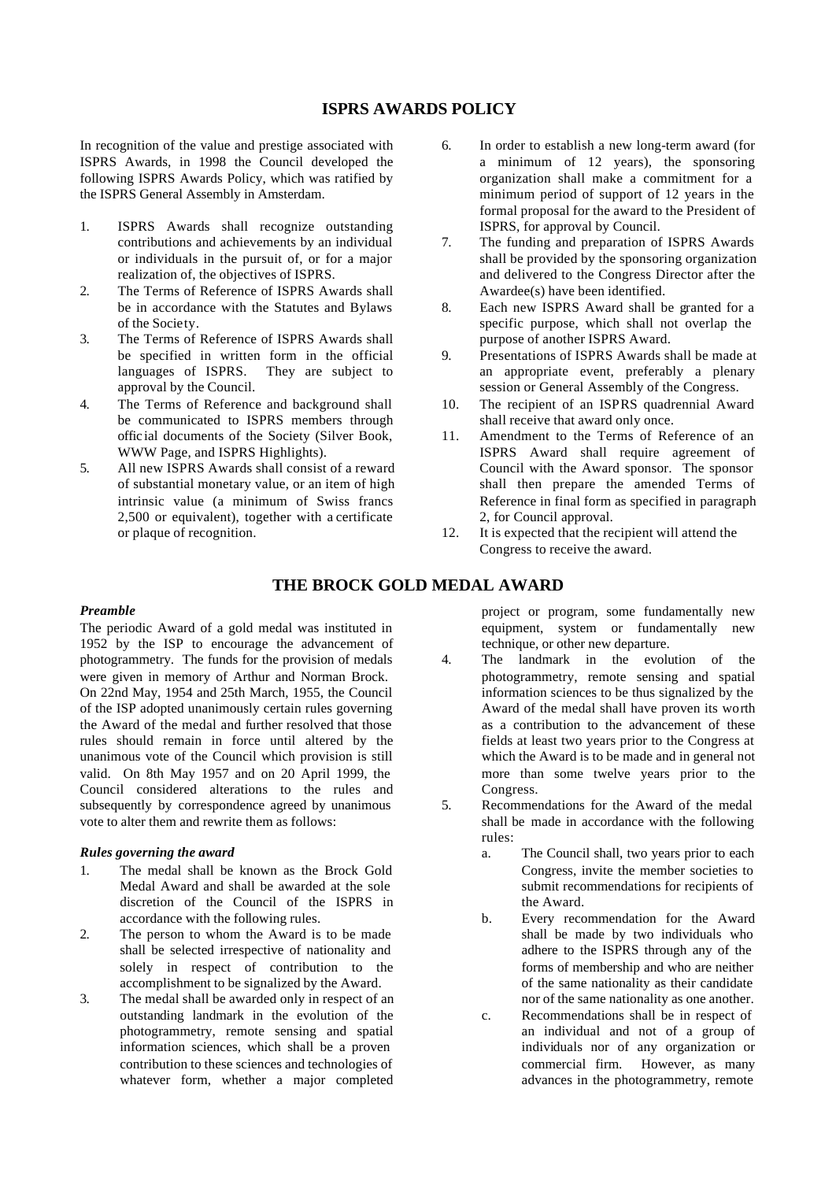## ISPRS AWARDS POLICY

In recognition of the value and prestige associated with ISPRS Awards, in 1998 the Council developed the following ISPRS Awards Policy, which was ratified by the ISPRS General Assembly in Amsterdam.

1. ISPRS Awards shall recognize outstanding contributions and achievements by an individual or individuals in the pursuit of, or for a major realization of, the objectives of ISPRS.
2. The Terms of Reference of ISPRS Awards shall be in accordance with the Statutes and Bylaws of the Society.
3. The Terms of Reference of ISPRS Awards shall be specified in written form in the official languages of ISPRS. They are subject to approval by the Council.
4. The Terms of Reference and background shall be communicated to ISPRS members through official documents of the Society (Silver Book, WWW Page, and ISPRS Highlights).
5. All new ISPRS Awards shall consist of a reward of substantial monetary value, or an item of high intrinsic value (a minimum of Swiss francs 2,500 or equivalent), together with a certificate or plaque of recognition.
6. In order to establish a new long-term award (for a minimum of 12 years), the sponsoring organization shall make a commitment for a minimum period of support of 12 years in the formal proposal for the award to the President of ISPRS, for approval by Council.
7. The funding and preparation of ISPRS Awards shall be provided by the sponsoring organization and delivered to the Congress Director after the Awardee(s) have been identified.
8. Each new ISPRS Award shall be granted for a specific purpose, which shall not overlap the purpose of another ISPRS Award.
9. Presentations of ISPRS Awards shall be made at an appropriate event, preferably a plenary session or General Assembly of the Congress.
10. The recipient of an ISPRS quadrennial Award shall receive that award only once.
11. Amendment to the Terms of Reference of an ISPRS Award shall require agreement of Council with the Award sponsor. The sponsor shall then prepare the amended Terms of Reference in final form as specified in paragraph 2, for Council approval.
12. It is expected that the recipient will attend the Congress to receive the award.

## THE BROCK GOLD MEDAL AWARD

***Preamble***

The periodic Award of a gold medal was instituted in 1952 by the ISP to encourage the advancement of photogrammetry. The funds for the provision of medals were given in memory of Arthur and Norman Brock. On 22nd May, 1954 and 25th March, 1955, the Council of the ISP adopted unanimously certain rules governing the Award of the medal and further resolved that those rules should remain in force until altered by the unanimous vote of the Council which provision is still valid. On 8th May 1957 and on 20 April 1999, the Council considered alterations to the rules and subsequently by correspondence agreed by unanimous vote to alter them and rewrite them as follows:

***Rules governing the award***

1. The medal shall be known as the Brock Gold Medal Award and shall be awarded at the sole discretion of the Council of the ISPRS in accordance with the following rules.
2. The person to whom the Award is to be made shall be selected irrespective of nationality and solely in respect of contribution to the accomplishment to be signalized by the Award.
3. The medal shall be awarded only in respect of an outstanding landmark in the evolution of the photogrammetry, remote sensing and spatial information sciences, which shall be a proven contribution to these sciences and technologies of whatever form, whether a major completed project or program, some fundamentally new equipment, system or fundamentally new technique, or other new departure.
4. The landmark in the evolution of the photogrammetry, remote sensing and spatial information sciences to be thus signalized by the Award of the medal shall have proven its worth as a contribution to the advancement of these fields at least two years prior to the Congress at which the Award is to be made and in general not more than some twelve years prior to the Congress.
5. Recommendations for the Award of the medal shall be made in accordance with the following rules:
   a. The Council shall, two years prior to each Congress, invite the member societies to submit recommendations for recipients of the Award.
   b. Every recommendation for the Award shall be made by two individuals who adhere to the ISPRS through any of the forms of membership and who are neither of the same nationality as their candidate nor of the same nationality as one another.
   c. Recommendations shall be in respect of an individual and not of a group of individuals nor of any organization or commercial firm. However, as many advances in the photogrammetry, remote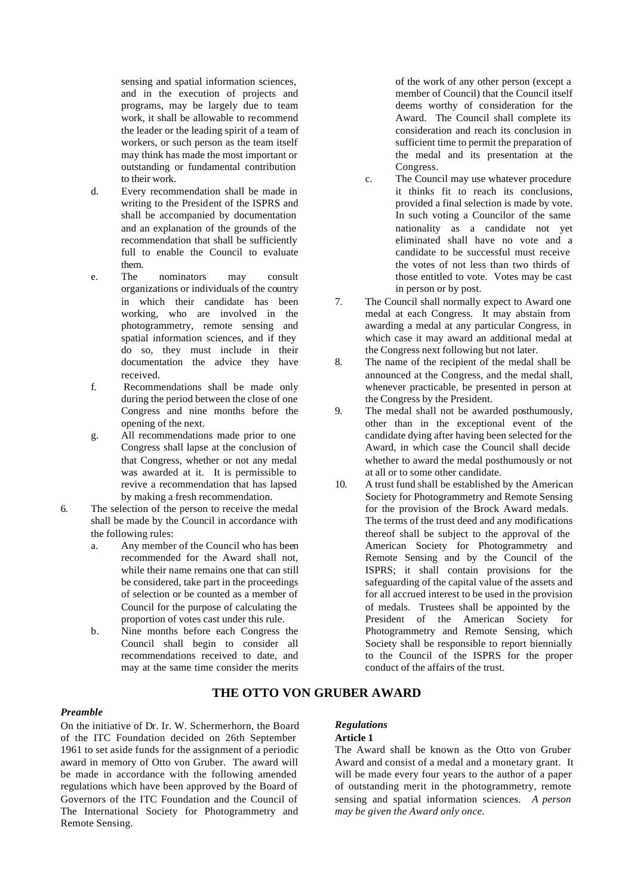sensing and spatial information sciences, and in the execution of projects and programs, may be largely due to team work, it shall be allowable to recommend the leader or the leading spirit of a team of workers, or such person as the team itself may think has made the most important or outstanding or fundamental contribution to their work.

   d. Every recommendation shall be made in writing to the President of the ISPRS and shall be accompanied by documentation and an explanation of the grounds of the recommendation that shall be sufficiently full to enable the Council to evaluate them.
   e. The nominators may consult organizations or individuals of the country in which their candidate has been working, who are involved in the photogrammetry, remote sensing and spatial information sciences, and if they do so, they must include in their documentation the advice they have received.
   f. Recommendations shall be made only during the period between the close of one Congress and nine months before the opening of the next.
   g. All recommendations made prior to one Congress shall lapse at the conclusion of that Congress, whether or not any medal was awarded at it. It is permissible to revive a recommendation that has lapsed by making a fresh recommendation.

6. The selection of the person to receive the medal shall be made by the Council in accordance with the following rules:
   a. Any member of the Council who has been recommended for the Award shall not, while their name remains one that can still be considered, take part in the proceedings of selection or be counted as a member of Council for the purpose of calculating the proportion of votes cast under this rule.
   b. Nine months before each Congress the Council shall begin to consider all recommendations received to date, and may at the same time consider the merits of the work of any other person (except a member of Council) that the Council itself deems worthy of consideration for the Award. The Council shall complete its consideration and reach its conclusion in sufficient time to permit the preparation of the medal and its presentation at the Congress.
   c. The Council may use whatever procedure it thinks fit to reach its conclusions, provided a final selection is made by vote. In such voting a Councilor of the same nationality as a candidate not yet eliminated shall have no vote and a candidate to be successful must receive the votes of not less than two thirds of those entitled to vote. Votes may be cast in person or by post.
7. The Council shall normally expect to Award one medal at each Congress. It may abstain from awarding a medal at any particular Congress, in which case it may award an additional medal at the Congress next following but not later.
8. The name of the recipient of the medal shall be announced at the Congress, and the medal shall, whenever practicable, be presented in person at the Congress by the President.
9. The medal shall not be awarded posthumously, other than in the exceptional event of the candidate dying after having been selected for the Award, in which case the Council shall decide whether to award the medal posthumously or not at all or to some other candidate.
10. A trust fund shall be established by the American Society for Photogrammetry and Remote Sensing for the provision of the Brock Award medals. The terms of the trust deed and any modifications thereof shall be subject to the approval of the American Society for Photogrammetry and Remote Sensing and by the Council of the ISPRS; it shall contain provisions for the safeguarding of the capital value of the assets and for all accrued interest to be used in the provision of medals. Trustees shall be appointed by the President of the American Society for Photogrammetry and Remote Sensing, which Society shall be responsible to report biennially to the Council of the ISPRS for the proper conduct of the affairs of the trust.

## THE OTTO VON GRUBER AWARD

***Preamble***

On the initiative of Dr. Ir. W. Schermerhorn, the Board of the ITC Foundation decided on 26th September 1961 to set aside funds for the assignment of a periodic award in memory of Otto von Gruber. The award will be made in accordance with the following amended regulations which have been approved by the Board of Governors of the ITC Foundation and the Council of The International Society for Photogrammetry and Remote Sensing.

***Regulations***

**Article 1**

The Award shall be known as the Otto von Gruber Award and consist of a medal and a monetary grant. It will be made every four years to the author of a paper of outstanding merit in the photogrammetry, remote sensing and spatial information sciences. *A person may be given the Award only once.*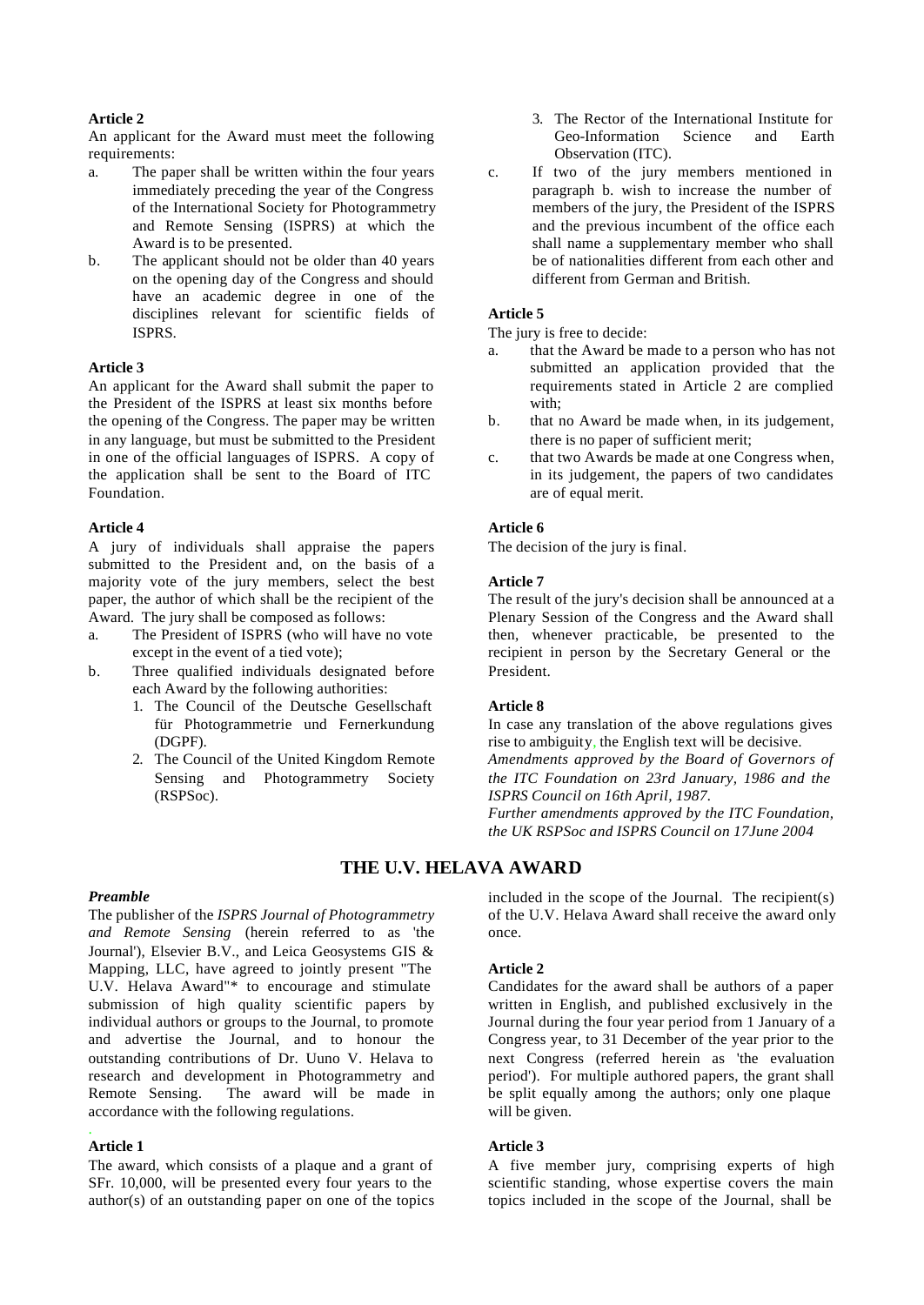**Article 2**

An applicant for the Award must meet the following requirements:

a. The paper shall be written within the four years immediately preceding the year of the Congress of the International Society for Photogrammetry and Remote Sensing (ISPRS) at which the Award is to be presented.

b. The applicant should not be older than 40 years on the opening day of the Congress and should have an academic degree in one of the disciplines relevant for scientific fields of ISPRS.

**Article 3**

An applicant for the Award shall submit the paper to the President of the ISPRS at least six months before the opening of the Congress. The paper may be written in any language, but must be submitted to the President in one of the official languages of ISPRS. A copy of the application shall be sent to the Board of ITC Foundation.

**Article 4**

A jury of individuals shall appraise the papers submitted to the President and, on the basis of a majority vote of the jury members, select the best paper, the author of which shall be the recipient of the Award. The jury shall be composed as follows:

a. The President of ISPRS (who will have no vote except in the event of a tied vote);

b. Three qualified individuals designated before each Award by the following authorities:
   1. The Council of the Deutsche Gesellschaft für Photogrammetrie und Fernerkundung (DGPF).
   2. The Council of the United Kingdom Remote Sensing and Photogrammetry Society (RSPSoc).
   3. The Rector of the International Institute for Geo-Information Science and Earth Observation (ITC).

c. If two of the jury members mentioned in paragraph b. wish to increase the number of members of the jury, the President of the ISPRS and the previous incumbent of the office each shall name a supplementary member who shall be of nationalities different from each other and different from German and British.

**Article 5**

The jury is free to decide:

a. that the Award be made to a person who has not submitted an application provided that the requirements stated in Article 2 are complied with;

b. that no Award be made when, in its judgement, there is no paper of sufficient merit;

c. that two Awards be made at one Congress when, in its judgement, the papers of two candidates are of equal merit.

**Article 6**

The decision of the jury is final.

**Article 7**

The result of the jury's decision shall be announced at a Plenary Session of the Congress and the Award shall then, whenever practicable, be presented to the recipient in person by the Secretary General or the President.

**Article 8**

In case any translation of the above regulations gives rise to ambiguity, the English text will be decisive.

*Amendments approved by the Board of Governors of the ITC Foundation on 23rd January, 1986 and the ISPRS Council on 16th April, 1987.*

*Further amendments approved by the ITC Foundation, the UK RSPSoc and ISPRS Council on 17June 2004*

## THE U.V. HELAVA AWARD

***Preamble***

The publisher of the *ISPRS Journal of Photogrammetry and Remote Sensing* (herein referred to as 'the Journal'), Elsevier B.V., and Leica Geosystems GIS & Mapping, LLC, have agreed to jointly present "The U.V. Helava Award"* to encourage and stimulate submission of high quality scientific papers by individual authors or groups to the Journal, to promote and advertise the Journal, and to honour the outstanding contributions of Dr. Uuno V. Helava to research and development in Photogrammetry and Remote Sensing. The award will be made in accordance with the following regulations.

**Article 1**

The award, which consists of a plaque and a grant of SFr. 10,000, will be presented every four years to the author(s) of an outstanding paper on one of the topics included in the scope of the Journal. The recipient(s) of the U.V. Helava Award shall receive the award only once.

**Article 2**

Candidates for the award shall be authors of a paper written in English, and published exclusively in the Journal during the four year period from 1 January of a Congress year, to 31 December of the year prior to the next Congress (referred herein as 'the evaluation period'). For multiple authored papers, the grant shall be split equally among the authors; only one plaque will be given.

**Article 3**

A five member jury, comprising experts of high scientific standing, whose expertise covers the main topics included in the scope of the Journal, shall be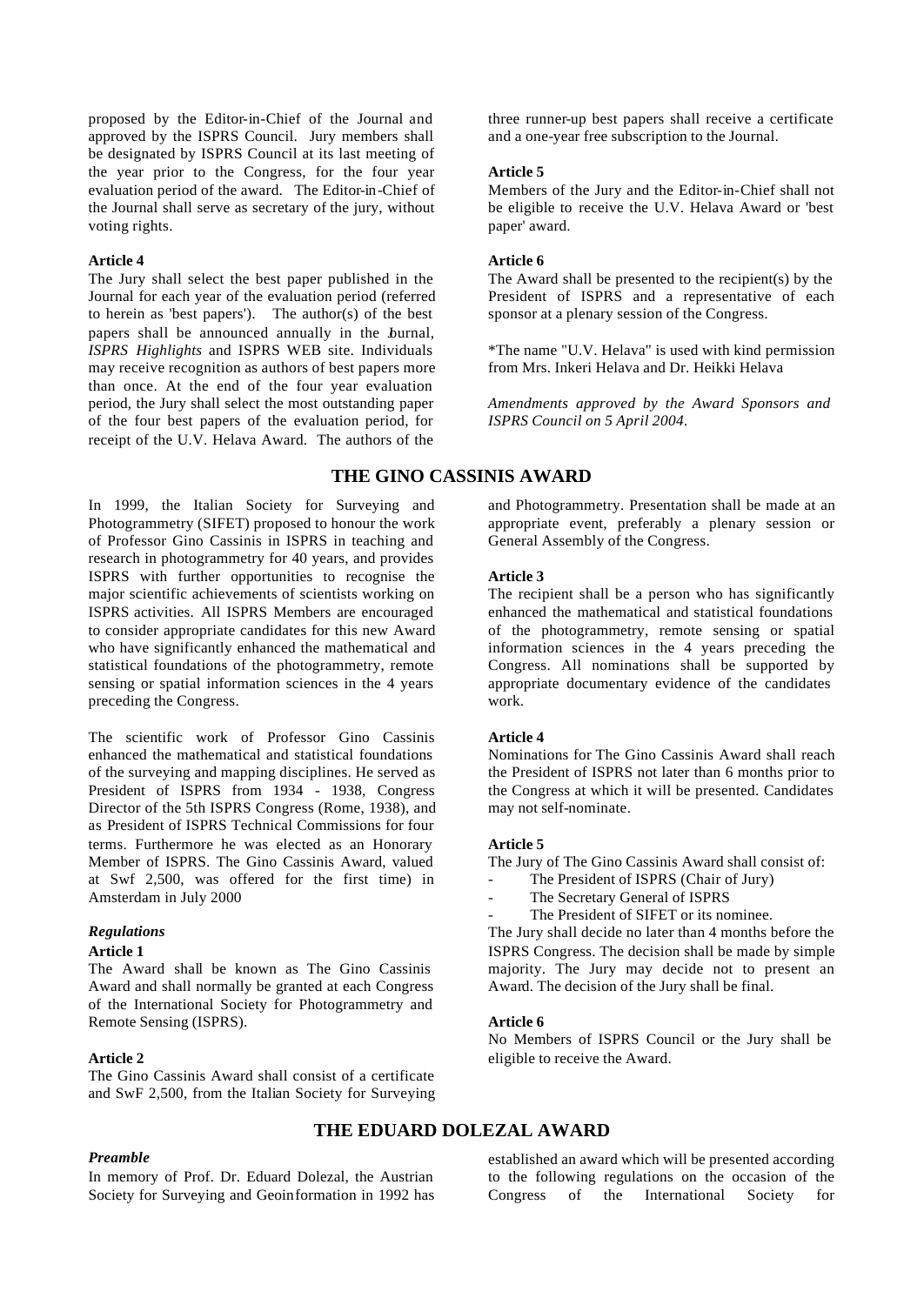proposed by the Editor-in-Chief of the Journal and approved by the ISPRS Council. Jury members shall be designated by ISPRS Council at its last meeting of the year prior to the Congress, for the four year evaluation period of the award. The Editor-in-Chief of the Journal shall serve as secretary of the jury, without voting rights.

**Article 4**

The Jury shall select the best paper published in the Journal for each year of the evaluation period (referred to herein as 'best papers'). The author(s) of the best papers shall be announced annually in the Journal, *ISPRS Highlights* and ISPRS WEB site. Individuals may receive recognition as authors of best papers more than once. At the end of the four year evaluation period, the Jury shall select the most outstanding paper of the four best papers of the evaluation period, for receipt of the U.V. Helava Award. The authors of the three runner-up best papers shall receive a certificate and a one-year free subscription to the Journal.

**Article 5**

Members of the Jury and the Editor-in-Chief shall not be eligible to receive the U.V. Helava Award or 'best paper' award.

**Article 6**

The Award shall be presented to the recipient(s) by the President of ISPRS and a representative of each sponsor at a plenary session of the Congress.

*The name "U.V. Helava" is used with kind permission from Mrs. Inkeri Helava and Dr. Heikki Helava

*Amendments approved by the Award Sponsors and ISPRS Council on 5 April 2004.*

## THE GINO CASSINIS AWARD

In 1999, the Italian Society for Surveying and Photogrammetry (SIFET) proposed to honour the work of Professor Gino Cassinis in ISPRS in teaching and research in photogrammetry for 40 years, and provides ISPRS with further opportunities to recognise the major scientific achievements of scientists working on ISPRS activities. All ISPRS Members are encouraged to consider appropriate candidates for this new Award who have significantly enhanced the mathematical and statistical foundations of the photogrammetry, remote sensing or spatial information sciences in the 4 years preceding the Congress.

The scientific work of Professor Gino Cassinis enhanced the mathematical and statistical foundations of the surveying and mapping disciplines. He served as President of ISPRS from 1934 - 1938, Congress Director of the 5th ISPRS Congress (Rome, 1938), and as President of ISPRS Technical Commissions for four terms. Furthermore he was elected as an Honorary Member of ISPRS. The Gino Cassinis Award, valued at Swf 2,500, was offered for the first time) in Amsterdam in July 2000

### *Regulations*

**Article 1**

The Award shall be known as The Gino Cassinis Award and shall normally be granted at each Congress of the International Society for Photogrammetry and Remote Sensing (ISPRS).

**Article 2**

The Gino Cassinis Award shall consist of a certificate and SwF 2,500, from the Italian Society for Surveying and Photogrammetry. Presentation shall be made at an appropriate event, preferably a plenary session or General Assembly of the Congress.

**Article 3**

The recipient shall be a person who has significantly enhanced the mathematical and statistical foundations of the photogrammetry, remote sensing or spatial information sciences in the 4 years preceding the Congress. All nominations shall be supported by appropriate documentary evidence of the candidates work.

**Article 4**

Nominations for The Gino Cassinis Award shall reach the President of ISPRS not later than 6 months prior to the Congress at which it will be presented. Candidates may not self-nominate.

**Article 5**

The Jury of The Gino Cassinis Award shall consist of:

- The President of ISPRS (Chair of Jury)
- The Secretary General of ISPRS
- The President of SIFET or its nominee.

The Jury shall decide no later than 4 months before the ISPRS Congress. The decision shall be made by simple majority. The Jury may decide not to present an Award. The decision of the Jury shall be final.

**Article 6**

No Members of ISPRS Council or the Jury shall be eligible to receive the Award.

## THE EDUARD DOLEZAL AWARD

### *Preamble*

In memory of Prof. Dr. Eduard Dolezal, the Austrian Society for Surveying and Geoinformation in 1992 has established an award which will be presented according to the following regulations on the occasion of the Congress of the International Society for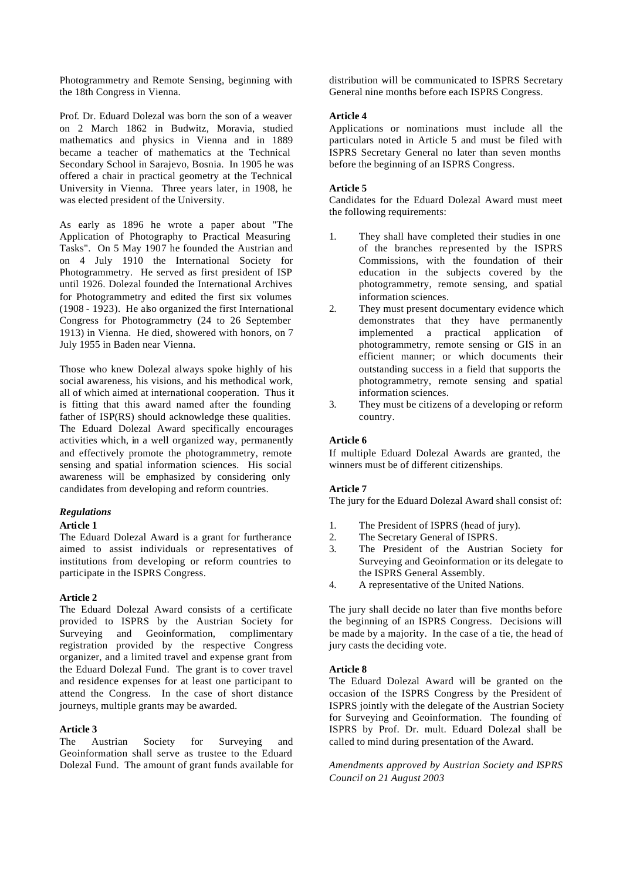Photogrammetry and Remote Sensing, beginning with the 18th Congress in Vienna.

Prof. Dr. Eduard Dolezal was born the son of a weaver on 2 March 1862 in Budwitz, Moravia, studied mathematics and physics in Vienna and in 1889 became a teacher of mathematics at the Technical Secondary School in Sarajevo, Bosnia. In 1905 he was offered a chair in practical geometry at the Technical University in Vienna. Three years later, in 1908, he was elected president of the University.

As early as 1896 he wrote a paper about "The Application of Photography to Practical Measuring Tasks". On 5 May 1907 he founded the Austrian and on 4 July 1910 the International Society for Photogrammetry. He served as first president of ISP until 1926. Dolezal founded the International Archives for Photogrammetry and edited the first six volumes (1908 - 1923). He also organized the first International Congress for Photogrammetry (24 to 26 September 1913) in Vienna. He died, showered with honors, on 7 July 1955 in Baden near Vienna.

Those who knew Dolezal always spoke highly of his social awareness, his visions, and his methodical work, all of which aimed at international cooperation. Thus it is fitting that this award named after the founding father of ISP(RS) should acknowledge these qualities. The Eduard Dolezal Award specifically encourages activities which, in a well organized way, permanently and effectively promote the photogrammetry, remote sensing and spatial information sciences. His social awareness will be emphasized by considering only candidates from developing and reform countries.

### *Regulations*

**Article 1**

The Eduard Dolezal Award is a grant for furtherance aimed to assist individuals or representatives of institutions from developing or reform countries to participate in the ISPRS Congress.

**Article 2**

The Eduard Dolezal Award consists of a certificate provided to ISPRS by the Austrian Society for Surveying and Geoinformation, complimentary registration provided by the respective Congress organizer, and a limited travel and expense grant from the Eduard Dolezal Fund. The grant is to cover travel and residence expenses for at least one participant to attend the Congress. In the case of short distance journeys, multiple grants may be awarded.

**Article 3**

The Austrian Society for Surveying and Geoinformation shall serve as trustee to the Eduard Dolezal Fund. The amount of grant funds available for distribution will be communicated to ISPRS Secretary General nine months before each ISPRS Congress.

**Article 4**

Applications or nominations must include all the particulars noted in Article 5 and must be filed with ISPRS Secretary General no later than seven months before the beginning of an ISPRS Congress.

**Article 5**

Candidates for the Eduard Dolezal Award must meet the following requirements:

1. They shall have completed their studies in one of the branches represented by the ISPRS Commissions, with the foundation of their education in the subjects covered by the photogrammetry, remote sensing, and spatial information sciences.
2. They must present documentary evidence which demonstrates that they have permanently implemented a practical application of photogrammetry, remote sensing or GIS in an efficient manner; or which documents their outstanding success in a field that supports the photogrammetry, remote sensing and spatial information sciences.
3. They must be citizens of a developing or reform country.

**Article 6**

If multiple Eduard Dolezal Awards are granted, the winners must be of different citizenships.

**Article 7**

The jury for the Eduard Dolezal Award shall consist of:

1. The President of ISPRS (head of jury).
2. The Secretary General of ISPRS.
3. The President of the Austrian Society for Surveying and Geoinformation or its delegate to the ISPRS General Assembly.
4. A representative of the United Nations.

The jury shall decide no later than five months before the beginning of an ISPRS Congress. Decisions will be made by a majority. In the case of a tie, the head of jury casts the deciding vote.

**Article 8**

The Eduard Dolezal Award will be granted on the occasion of the ISPRS Congress by the President of ISPRS jointly with the delegate of the Austrian Society for Surveying and Geoinformation. The founding of ISPRS by Prof. Dr. mult. Eduard Dolezal shall be called to mind during presentation of the Award.

*Amendments approved by Austrian Society and ISPRS Council on 21 August 2003*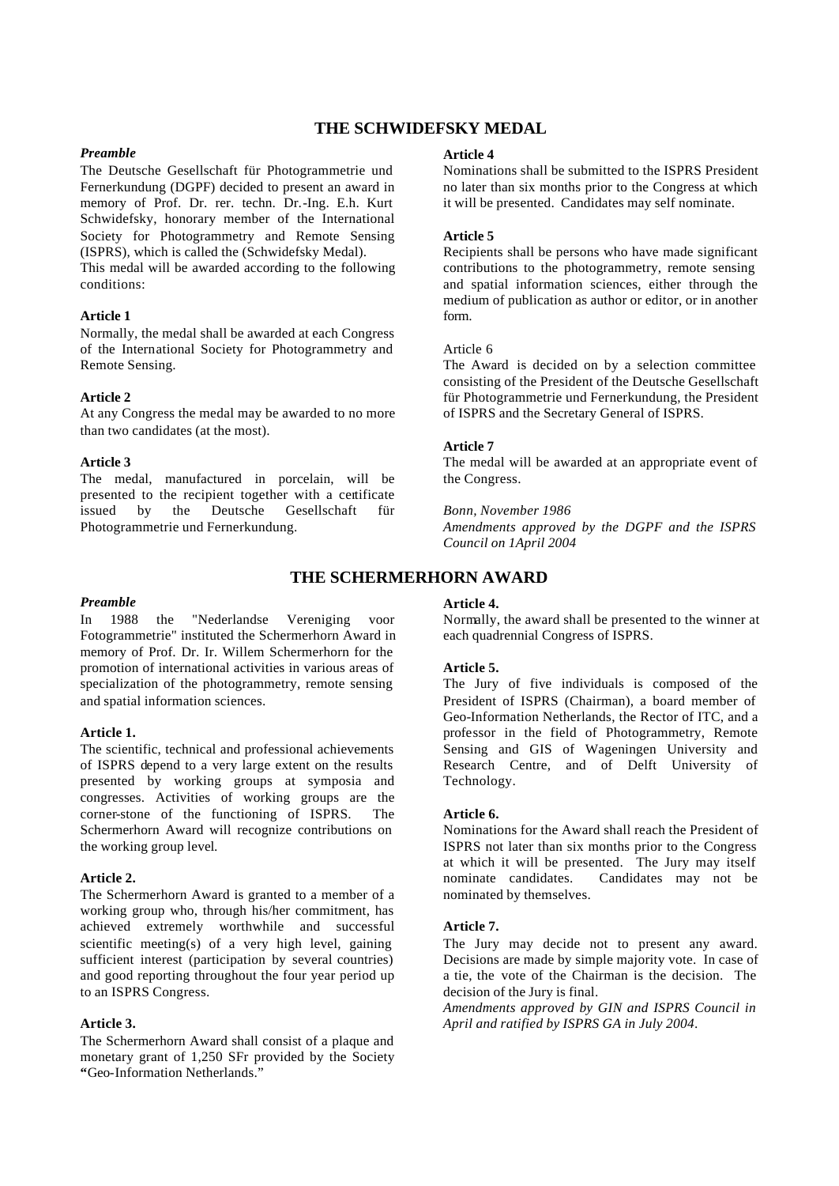## THE SCHWIDEFSKY MEDAL

***Preamble***

The Deutsche Gesellschaft für Photogrammetrie und Fernerkundung (DGPF) decided to present an award in memory of Prof. Dr. rer. techn. Dr.-Ing. E.h. Kurt Schwidefsky, honorary member of the International Society for Photogrammetry and Remote Sensing (ISPRS), which is called the (Schwidefsky Medal).

This medal will be awarded according to the following conditions:

**Article 1**

Normally, the medal shall be awarded at each Congress of the International Society for Photogrammetry and Remote Sensing.

**Article 2**

At any Congress the medal may be awarded to no more than two candidates (at the most).

**Article 3**

The medal, manufactured in porcelain, will be presented to the recipient together with a certificate issued by the Deutsche Gesellschaft für Photogrammetrie und Fernerkundung.

**Article 4**

Nominations shall be submitted to the ISPRS President no later than six months prior to the Congress at which it will be presented. Candidates may self nominate.

**Article 5**

Recipients shall be persons who have made significant contributions to the photogrammetry, remote sensing and spatial information sciences, either through the medium of publication as author or editor, or in another form.

Article 6

The Award is decided on by a selection committee consisting of the President of the Deutsche Gesellschaft für Photogrammetrie und Fernerkundung, the President of ISPRS and the Secretary General of ISPRS.

**Article 7**

The medal will be awarded at an appropriate event of the Congress.

*Bonn, November 1986*

*Amendments approved by the DGPF and the ISPRS Council on 1April 2004*

## THE SCHERMERHORN AWARD

***Preamble***

In 1988 the "Nederlandse Vereniging voor Fotogrammetrie" instituted the Schermerhorn Award in memory of Prof. Dr. Ir. Willem Schermerhorn for the promotion of international activities in various areas of specialization of the photogrammetry, remote sensing and spatial information sciences.

**Article 1.**

The scientific, technical and professional achievements of ISPRS depend to a very large extent on the results presented by working groups at symposia and congresses. Activities of working groups are the corner-stone of the functioning of ISPRS. The Schermerhorn Award will recognize contributions on the working group level.

**Article 2.**

The Schermerhorn Award is granted to a member of a working group who, through his/her commitment, has achieved extremely worthwhile and successful scientific meeting(s) of a very high level, gaining sufficient interest (participation by several countries) and good reporting throughout the four year period up to an ISPRS Congress.

**Article 3.**

The Schermerhorn Award shall consist of a plaque and monetary grant of 1,250 SFr provided by the Society **"**Geo-Information Netherlands."

**Article 4.**

Normally, the award shall be presented to the winner at each quadrennial Congress of ISPRS.

**Article 5.**

The Jury of five individuals is composed of the President of ISPRS (Chairman), a board member of Geo-Information Netherlands, the Rector of ITC, and a professor in the field of Photogrammetry, Remote Sensing and GIS of Wageningen University and Research Centre, and of Delft University of Technology.

**Article 6.**

Nominations for the Award shall reach the President of ISPRS not later than six months prior to the Congress at which it will be presented. The Jury may itself nominate candidates. Candidates may not be nominated by themselves.

**Article 7.**

The Jury may decide not to present any award. Decisions are made by simple majority vote. In case of a tie, the vote of the Chairman is the decision. The decision of the Jury is final.

*Amendments approved by GIN and ISPRS Council in April and ratified by ISPRS GA in July 2004.*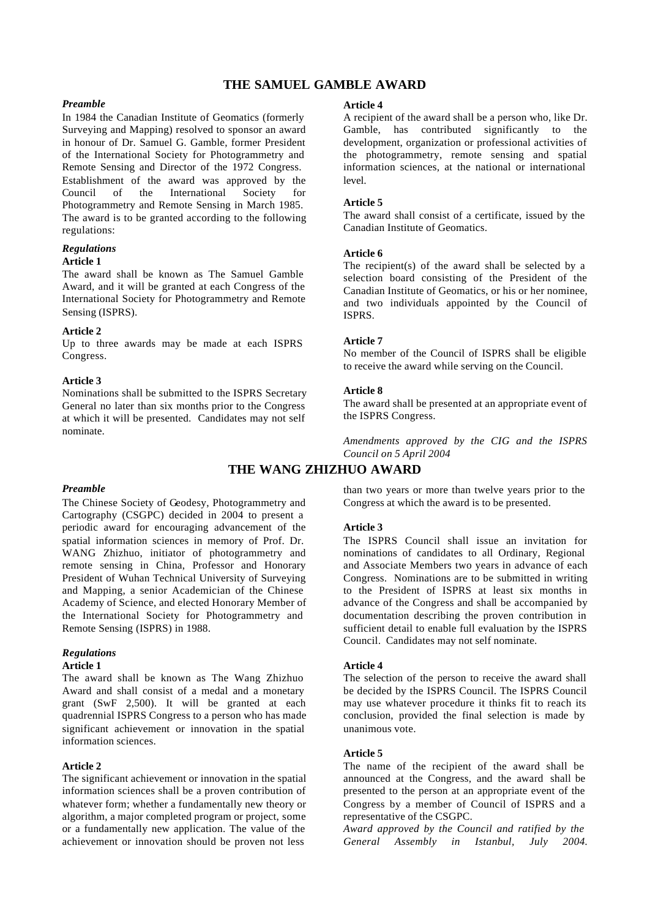## THE SAMUEL GAMBLE AWARD

### *Preamble*

In 1984 the Canadian Institute of Geomatics (formerly Surveying and Mapping) resolved to sponsor an award in honour of Dr. Samuel G. Gamble, former President of the International Society for Photogrammetry and Remote Sensing and Director of the 1972 Congress. Establishment of the award was approved by the Council of the International Society for Photogrammetry and Remote Sensing in March 1985. The award is to be granted according to the following regulations:

### *Regulations*

**Article 1**

The award shall be known as The Samuel Gamble Award, and it will be granted at each Congress of the International Society for Photogrammetry and Remote Sensing (ISPRS).

**Article 2**

Up to three awards may be made at each ISPRS Congress.

**Article 3**

Nominations shall be submitted to the ISPRS Secretary General no later than six months prior to the Congress at which it will be presented. Candidates may not self nominate.

**Article 4**

A recipient of the award shall be a person who, like Dr. Gamble, has contributed significantly to the development, organization or professional activities of the photogrammetry, remote sensing and spatial information sciences, at the national or international level.

**Article 5**

The award shall consist of a certificate, issued by the Canadian Institute of Geomatics.

**Article 6**

The recipient(s) of the award shall be selected by a selection board consisting of the President of the Canadian Institute of Geomatics, or his or her nominee, and two individuals appointed by the Council of ISPRS.

**Article 7**

No member of the Council of ISPRS shall be eligible to receive the award while serving on the Council.

**Article 8**

The award shall be presented at an appropriate event of the ISPRS Congress.

*Amendments approved by the CIG and the ISPRS Council on 5 April 2004*

## THE WANG ZHIZHUO AWARD

### *Preamble*

The Chinese Society of Geodesy, Photogrammetry and Cartography (CSGPC) decided in 2004 to present a periodic award for encouraging advancement of the spatial information sciences in memory of Prof. Dr. WANG Zhizhuo, initiator of photogrammetry and remote sensing in China, Professor and Honorary President of Wuhan Technical University of Surveying and Mapping, a senior Academician of the Chinese Academy of Science, and elected Honorary Member of the International Society for Photogrammetry and Remote Sensing (ISPRS) in 1988.

### *Regulations*

**Article 1**

The award shall be known as The Wang Zhizhuo Award and shall consist of a medal and a monetary grant (SwF 2,500). It will be granted at each quadrennial ISPRS Congress to a person who has made significant achievement or innovation in the spatial information sciences.

**Article 2**

The significant achievement or innovation in the spatial information sciences shall be a proven contribution of whatever form; whether a fundamentally new theory or algorithm, a major completed program or project, some or a fundamentally new application. The value of the achievement or innovation should be proven not less than two years or more than twelve years prior to the Congress at which the award is to be presented.

**Article 3**

The ISPRS Council shall issue an invitation for nominations of candidates to all Ordinary, Regional and Associate Members two years in advance of each Congress. Nominations are to be submitted in writing to the President of ISPRS at least six months in advance of the Congress and shall be accompanied by documentation describing the proven contribution in sufficient detail to enable full evaluation by the ISPRS Council. Candidates may not self nominate.

**Article 4**

The selection of the person to receive the award shall be decided by the ISPRS Council. The ISPRS Council may use whatever procedure it thinks fit to reach its conclusion, provided the final selection is made by unanimous vote.

**Article 5**

The name of the recipient of the award shall be announced at the Congress, and the award shall be presented to the person at an appropriate event of the Congress by a member of Council of ISPRS and a representative of the CSGPC.

*Award approved by the Council and ratified by the General Assembly in Istanbul, July 2004.*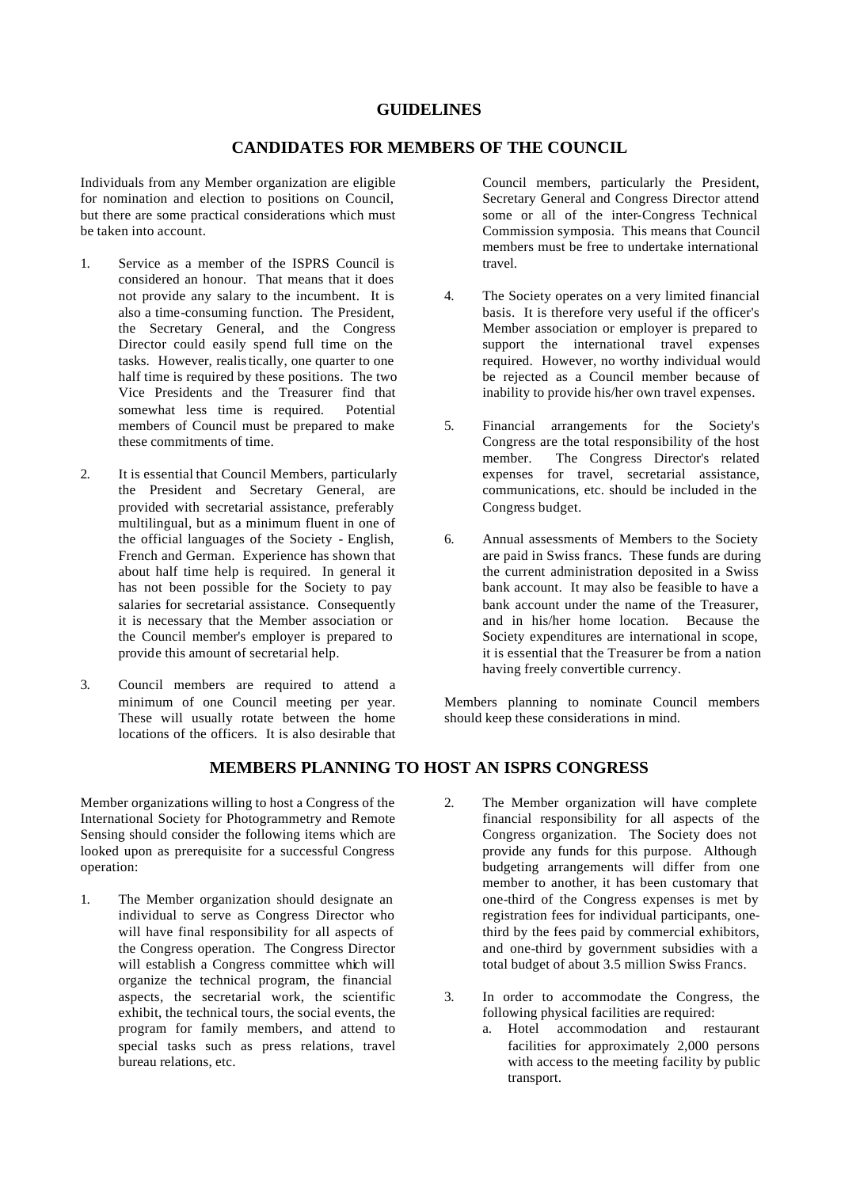# GUIDELINES

## CANDIDATES FOR MEMBERS OF THE COUNCIL

Individuals from any Member organization are eligible for nomination and election to positions on Council, but there are some practical considerations which must be taken into account.

1. Service as a member of the ISPRS Council is considered an honour. That means that it does not provide any salary to the incumbent. It is also a time-consuming function. The President, the Secretary General, and the Congress Director could easily spend full time on the tasks. However, realistically, one quarter to one half time is required by these positions. The two Vice Presidents and the Treasurer find that somewhat less time is required. Potential members of Council must be prepared to make these commitments of time.

2. It is essential that Council Members, particularly the President and Secretary General, are provided with secretarial assistance, preferably multilingual, but as a minimum fluent in one of the official languages of the Society - English, French and German. Experience has shown that about half time help is required. In general it has not been possible for the Society to pay salaries for secretarial assistance. Consequently it is necessary that the Member association or the Council member's employer is prepared to provide this amount of secretarial help.

3. Council members are required to attend a minimum of one Council meeting per year. These will usually rotate between the home locations of the officers. It is also desirable that Council members, particularly the President, Secretary General and Congress Director attend some or all of the inter-Congress Technical Commission symposia. This means that Council members must be free to undertake international travel.

4. The Society operates on a very limited financial basis. It is therefore very useful if the officer's Member association or employer is prepared to support the international travel expenses required. However, no worthy individual would be rejected as a Council member because of inability to provide his/her own travel expenses.

5. Financial arrangements for the Society's Congress are the total responsibility of the host member. The Congress Director's related expenses for travel, secretarial assistance, communications, etc. should be included in the Congress budget.

6. Annual assessments of Members to the Society are paid in Swiss francs. These funds are during the current administration deposited in a Swiss bank account. It may also be feasible to have a bank account under the name of the Treasurer, and in his/her home location. Because the Society expenditures are international in scope, it is essential that the Treasurer be from a nation having freely convertible currency.

Members planning to nominate Council members should keep these considerations in mind.

## MEMBERS PLANNING TO HOST AN ISPRS CONGRESS

Member organizations willing to host a Congress of the International Society for Photogrammetry and Remote Sensing should consider the following items which are looked upon as prerequisite for a successful Congress operation:

1. The Member organization should designate an individual to serve as Congress Director who will have final responsibility for all aspects of the Congress operation. The Congress Director will establish a Congress committee which will organize the technical program, the financial aspects, the secretarial work, the scientific exhibit, the technical tours, the social events, the program for family members, and attend to special tasks such as press relations, travel bureau relations, etc.

2. The Member organization will have complete financial responsibility for all aspects of the Congress organization. The Society does not provide any funds for this purpose. Although budgeting arrangements will differ from one member to another, it has been customary that one-third of the Congress expenses is met by registration fees for individual participants, one-third by the fees paid by commercial exhibitors, and one-third by government subsidies with a total budget of about 3.5 million Swiss Francs.

3. In order to accommodate the Congress, the following physical facilities are required:
   a. Hotel accommodation and restaurant facilities for approximately 2,000 persons with access to the meeting facility by public transport.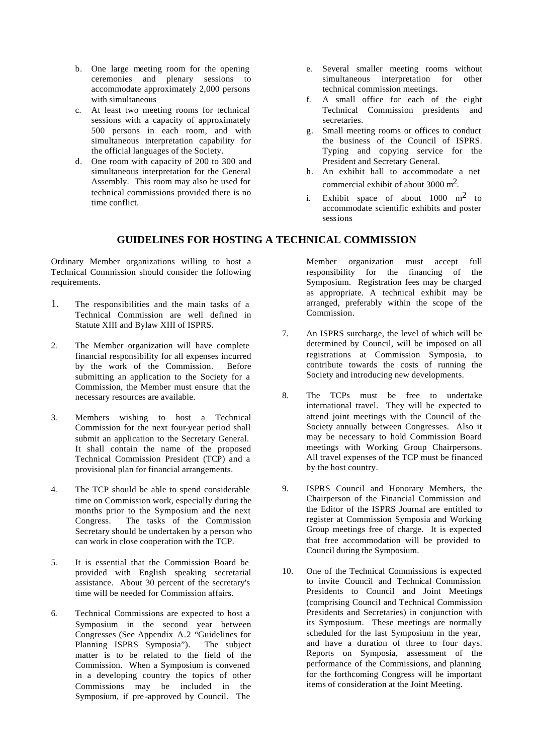b. One large meeting room for the opening ceremonies and plenary sessions to accommodate approximately 2,000 persons with simultaneous
c. At least two meeting rooms for technical sessions with a capacity of approximately 500 persons in each room, and with simultaneous interpretation capability for the official languages of the Society.
d. One room with capacity of 200 to 300 and simultaneous interpretation for the General Assembly. This room may also be used for technical commissions provided there is no time conflict.
e. Several smaller meeting rooms without simultaneous interpretation for other technical commission meetings.
f. A small office for each of the eight Technical Commission presidents and secretaries.
g. Small meeting rooms or offices to conduct the business of the Council of ISPRS. Typing and copying service for the President and Secretary General.
h. An exhibit hall to accommodate a net commercial exhibit of about 3000 $m^2$.
i. Exhibit space of about 1000 $m^2$ to accommodate scientific exhibits and poster sessions

## GUIDELINES FOR HOSTING A TECHNICAL COMMISSION

Ordinary Member organizations willing to host a Technical Commission should consider the following requirements.

1. The responsibilities and the main tasks of a Technical Commission are well defined in Statute XIII and Bylaw XIII of ISPRS.

2. The Member organization will have complete financial responsibility for all expenses incurred by the work of the Commission. Before submitting an application to the Society for a Commission, the Member must ensure that the necessary resources are available.

3. Members wishing to host a Technical Commission for the next four-year period shall submit an application to the Secretary General. It shall contain the name of the proposed Technical Commission President (TCP) and a provisional plan for financial arrangements.

4. The TCP should be able to spend considerable time on Commission work, especially during the months prior to the Symposium and the next Congress. The tasks of the Commission Secretary should be undertaken by a person who can work in close cooperation with the TCP.

5. It is essential that the Commission Board be provided with English speaking secretarial assistance. About 30 percent of the secretary's time will be needed for Commission affairs.

6. Technical Commissions are expected to host a Symposium in the second year between Congresses (See Appendix A.2 "Guidelines for Planning ISPRS Symposia"). The subject matter is to be related to the field of the Commission. When a Symposium is convened in a developing country the topics of other Commissions may be included in the Symposium, if pre-approved by Council. The Member organization must accept full responsibility for the financing of the Symposium. Registration fees may be charged as appropriate. A technical exhibit may be arranged, preferably within the scope of the Commission.

7. An ISPRS surcharge, the level of which will be determined by Council, will be imposed on all registrations at Commission Symposia, to contribute towards the costs of running the Society and introducing new developments.

8. The TCPs must be free to undertake international travel. They will be expected to attend joint meetings with the Council of the Society annually between Congresses. Also it may be necessary to hold Commission Board meetings with Working Group Chairpersons. All travel expenses of the TCP must be financed by the host country.

9. ISPRS Council and Honorary Members, the Chairperson of the Financial Commission and the Editor of the ISPRS Journal are entitled to register at Commission Symposia and Working Group meetings free of charge. It is expected that free accommodation will be provided to Council during the Symposium.

10. One of the Technical Commissions is expected to invite Council and Technical Commission Presidents to Council and Joint Meetings (comprising Council and Technical Commission Presidents and Secretaries) in conjunction with its Symposium. These meetings are normally scheduled for the last Symposium in the year, and have a duration of three to four days. Reports on Symposia, assessment of the performance of the Commissions, and planning for the forthcoming Congress will be important items of consideration at the Joint Meeting.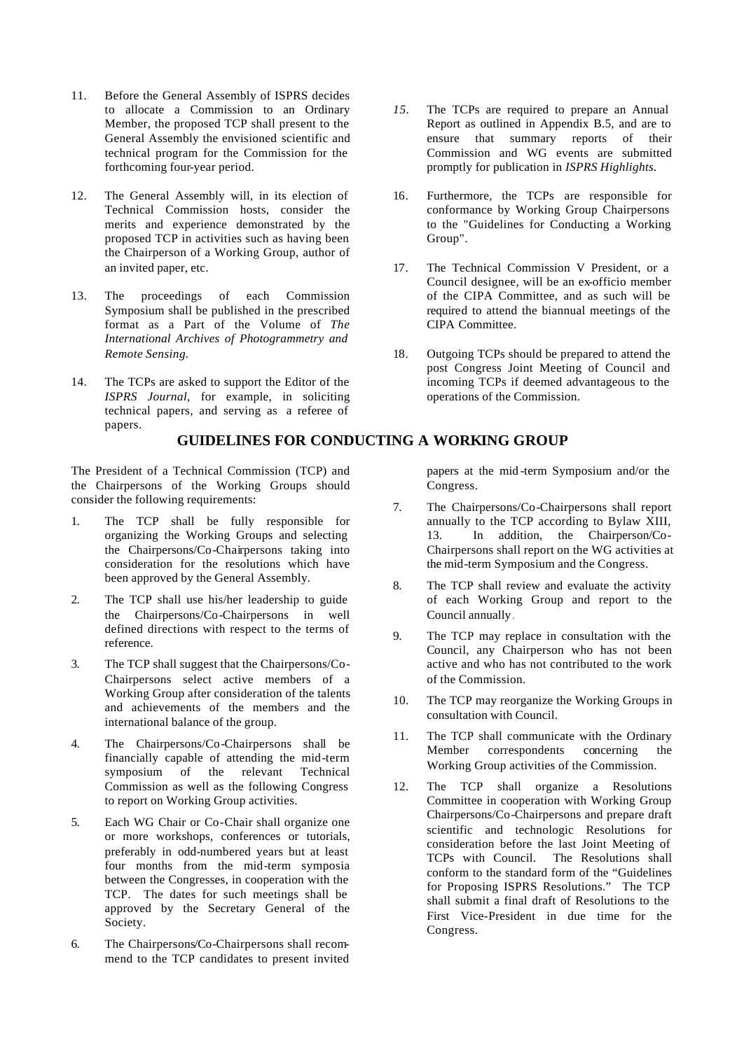11. Before the General Assembly of ISPRS decides to allocate a Commission to an Ordinary Member, the proposed TCP shall present to the General Assembly the envisioned scientific and technical program for the Commission for the forthcoming four-year period.

12. The General Assembly will, in its election of Technical Commission hosts, consider the merits and experience demonstrated by the proposed TCP in activities such as having been the Chairperson of a Working Group, author of an invited paper, etc.

13. The proceedings of each Commission Symposium shall be published in the prescribed format as a Part of the Volume of *The International Archives of Photogrammetry and Remote Sensing*.

14. The TCPs are asked to support the Editor of the *ISPRS Journal*, for example, in soliciting technical papers, and serving as a referee of papers.

15. The TCPs are required to prepare an Annual Report as outlined in Appendix B.5, and are to ensure that summary reports of their Commission and WG events are submitted promptly for publication in *ISPRS Highlights*.

16. Furthermore, the TCPs are responsible for conformance by Working Group Chairpersons to the "Guidelines for Conducting a Working Group".

17. The Technical Commission V President, or a Council designee, will be an ex-officio member of the CIPA Committee, and as such will be required to attend the biannual meetings of the CIPA Committee.

18. Outgoing TCPs should be prepared to attend the post Congress Joint Meeting of Council and incoming TCPs if deemed advantageous to the operations of the Commission.

## GUIDELINES FOR CONDUCTING A WORKING GROUP

The President of a Technical Commission (TCP) and the Chairpersons of the Working Groups should consider the following requirements:

1. The TCP shall be fully responsible for organizing the Working Groups and selecting the Chairpersons/Co-Chairpersons taking into consideration for the resolutions which have been approved by the General Assembly.

2. The TCP shall use his/her leadership to guide the Chairpersons/Co-Chairpersons in well defined directions with respect to the terms of reference.

3. The TCP shall suggest that the Chairpersons/Co-Chairpersons select active members of a Working Group after consideration of the talents and achievements of the members and the international balance of the group.

4. The Chairpersons/Co-Chairpersons shall be financially capable of attending the mid-term symposium of the relevant Technical Commission as well as the following Congress to report on Working Group activities.

5. Each WG Chair or Co-Chair shall organize one or more workshops, conferences or tutorials, preferably in odd-numbered years but at least four months from the mid-term symposia between the Congresses, in cooperation with the TCP. The dates for such meetings shall be approved by the Secretary General of the Society.

6. The Chairpersons/Co-Chairpersons shall recommend to the TCP candidates to present invited papers at the mid-term Symposium and/or the Congress.

7. The Chairpersons/Co-Chairpersons shall report annually to the TCP according to Bylaw XIII, 13. In addition, the Chairperson/Co-Chairpersons shall report on the WG activities at the mid-term Symposium and the Congress.

8. The TCP shall review and evaluate the activity of each Working Group and report to the Council annually.

9. The TCP may replace in consultation with the Council, any Chairperson who has not been active and who has not contributed to the work of the Commission.

10. The TCP may reorganize the Working Groups in consultation with Council.

11. The TCP shall communicate with the Ordinary Member correspondents concerning the Working Group activities of the Commission.

12. The TCP shall organize a Resolutions Committee in cooperation with Working Group Chairpersons/Co-Chairpersons and prepare draft scientific and technologic Resolutions for consideration before the last Joint Meeting of TCPs with Council. The Resolutions shall conform to the standard form of the "Guidelines for Proposing ISPRS Resolutions." The TCP shall submit a final draft of Resolutions to the First Vice-President in due time for the Congress.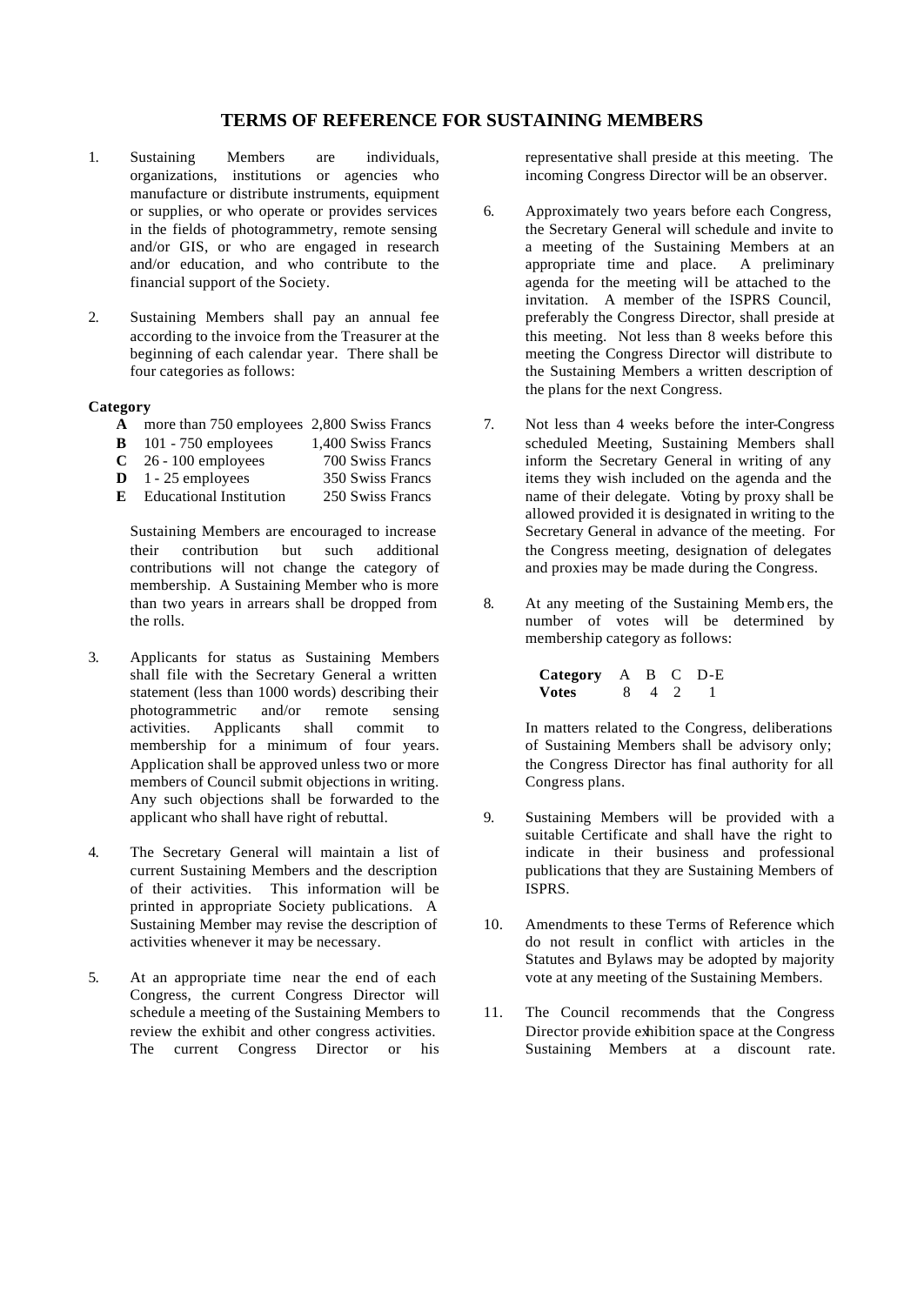# TERMS OF REFERENCE FOR SUSTAINING MEMBERS

1. Sustaining Members are individuals, organizations, institutions or agencies who manufacture or distribute instruments, equipment or supplies, or who operate or provides services in the fields of photogrammetry, remote sensing and/or GIS, or who are engaged in research and/or education, and who contribute to the financial support of the Society.

2. Sustaining Members shall pay an annual fee according to the invoice from the Treasurer at the beginning of each calendar year. There shall be four categories as follows:

**Category**

| | | |
|---|---|---|
| **A** | more than 750 employees | 2,800 Swiss Francs |
| **B** | 101 - 750 employees | 1,400 Swiss Francs |
| **C** | 26 - 100 employees | 700 Swiss Francs |
| **D** | 1 - 25 employees | 350 Swiss Francs |
| **E** | Educational Institution | 250 Swiss Francs |

   Sustaining Members are encouraged to increase their contribution but such additional contributions will not change the category of membership. A Sustaining Member who is more than two years in arrears shall be dropped from the rolls.

3. Applicants for status as Sustaining Members shall file with the Secretary General a written statement (less than 1000 words) describing their photogrammetric and/or remote sensing activities. Applicants shall commit to membership for a minimum of four years. Application shall be approved unless two or more members of Council submit objections in writing. Any such objections shall be forwarded to the applicant who shall have right of rebuttal.

4. The Secretary General will maintain a list of current Sustaining Members and the description of their activities. This information will be printed in appropriate Society publications. A Sustaining Member may revise the description of activities whenever it may be necessary.

5. At an appropriate time near the end of each Congress, the current Congress Director will schedule a meeting of the Sustaining Members to review the exhibit and other congress activities. The current Congress Director or his representative shall preside at this meeting. The incoming Congress Director will be an observer.

6. Approximately two years before each Congress, the Secretary General will schedule and invite to a meeting of the Sustaining Members at an appropriate time and place. A preliminary agenda for the meeting will be attached to the invitation. A member of the ISPRS Council, preferably the Congress Director, shall preside at this meeting. Not less than 8 weeks before this meeting the Congress Director will distribute to the Sustaining Members a written description of the plans for the next Congress.

7. Not less than 4 weeks before the inter-Congress scheduled Meeting, Sustaining Members shall inform the Secretary General in writing of any items they wish included on the agenda and the name of their delegate. Voting by proxy shall be allowed provided it is designated in writing to the Secretary General in advance of the meeting. For the Congress meeting, designation of delegates and proxies may be made during the Congress.

8. At any meeting of the Sustaining Members, the number of votes will be determined by membership category as follows:

| **Category** | A | B | C | D-E |
|---|---|---|---|---|
| **Votes** | 8 | 4 | 2 | 1 |

   In matters related to the Congress, deliberations of Sustaining Members shall be advisory only; the Congress Director has final authority for all Congress plans.

9. Sustaining Members will be provided with a suitable Certificate and shall have the right to indicate in their business and professional publications that they are Sustaining Members of ISPRS.

10. Amendments to these Terms of Reference which do not result in conflict with articles in the Statutes and Bylaws may be adopted by majority vote at any meeting of the Sustaining Members.

11. The Council recommends that the Congress Director provide exhibition space at the Congress Sustaining Members at a discount rate.